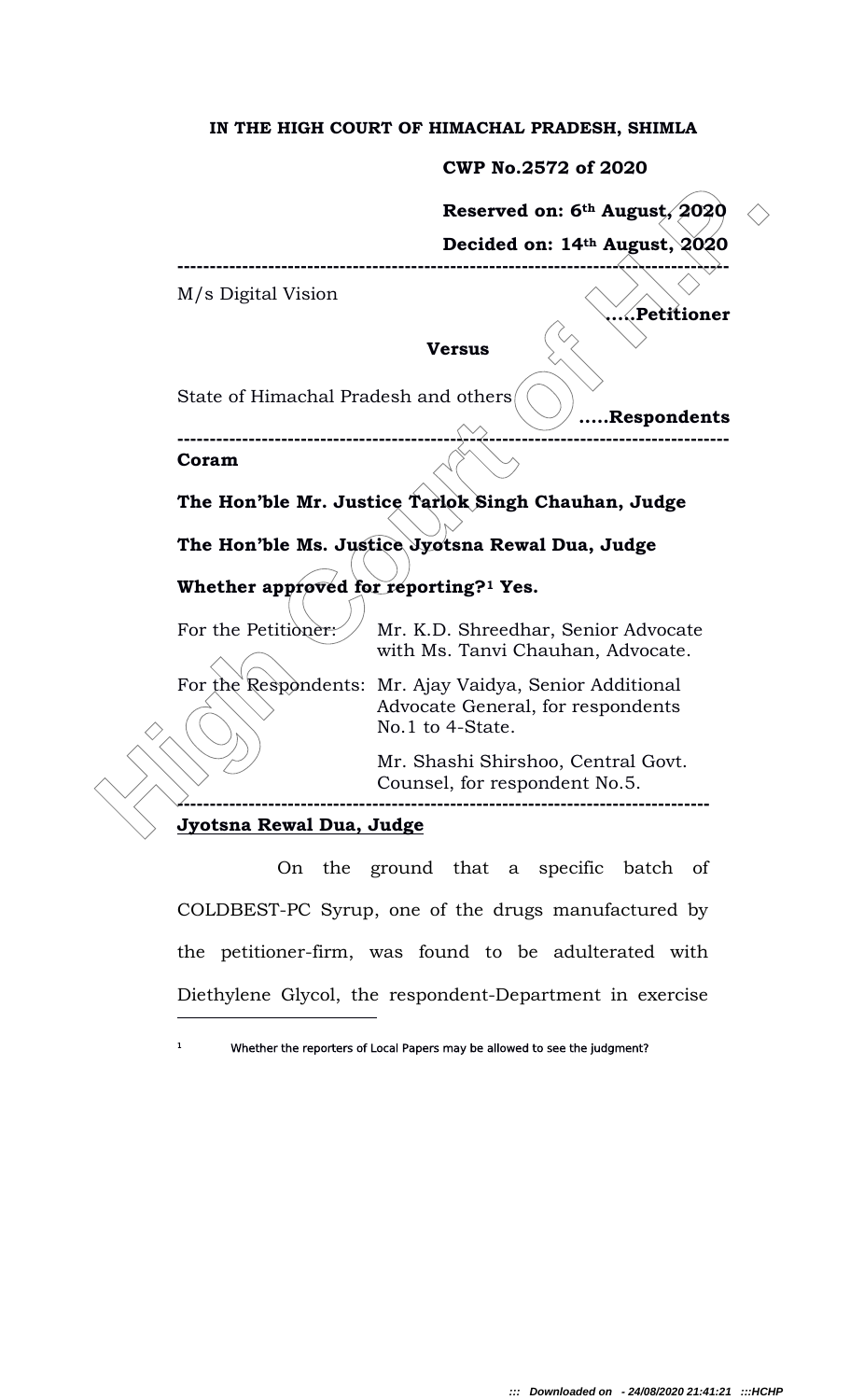**IN THE HIGH COURT OF HIMACHAL PRADESH, SHIMLA**

**CWP No.2572 of 2020**

**Reserved on: 6th August, 2020**

**Decided on: 14th August, 2020**

---

M/s Digital Vision …..**Petitioner**

**Versus**

State of Himachal Pradesh and others …..**Respondents**

---

**Coram**

**The Hon'ble Mr. Justice Tarlok Singh Chauhan, Judge**

**The Hon'ble Ms. Justice Jyotsna Rewal Dua, Judge**

**Whether approved for reporting?[1] Yes.**

| | |
|---|---|
| For the Petitioner: | Mr. K.D. Shreedhar, Senior Advocate with Ms. Tanvi Chauhan, Advocate. |
| For the Respondents: | Mr. Ajay Vaidya, Senior Additional Advocate General, for respondents No.1 to 4-State. |
| | Mr. Shashi Shirshoo, Central Govt. Counsel, for respondent No.5. |

---

**Jyotsna Rewal Dua, Judge**

On the ground that a specific batch of COLDBEST-PC Syrup, one of the drugs manufactured by the petitioner-firm, was found to be adulterated with Diethylene Glycol, the respondent-Department in exercise

[1] Whether the reporters of Local Papers may be allowed to see the judgment?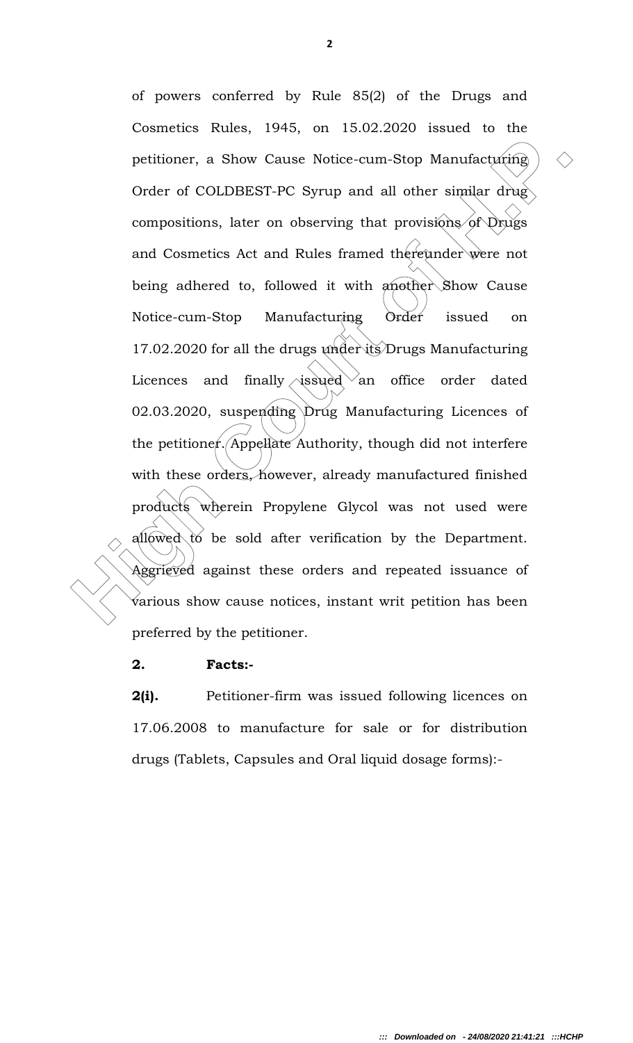of powers conferred by Rule 85(2) of the Drugs and Cosmetics Rules, 1945, on 15.02.2020 issued to the petitioner, a Show Cause Notice-cum-Stop Manufacturing Order of COLDBEST-PC Syrup and all other similar drug compositions, later on observing that provisions of Drugs and Cosmetics Act and Rules framed thereunder were not being adhered to, followed it with another Show Cause Notice-cum-Stop Manufacturing Order issued on 17.02.2020 for all the drugs under its Drugs Manufacturing Licences and finally issued an office order dated 02.03.2020, suspending Drug Manufacturing Licences of the petitioner. Appellate Authority, though did not interfere with these orders, however, already manufactured finished products wherein Propylene Glycol was not used were allowed to be sold after verification by the Department. Aggrieved against these orders and repeated issuance of various show cause notices, instant writ petition has been preferred by the petitioner.

**2. Facts:-**

**2(i).** Petitioner-firm was issued following licences on 17.06.2008 to manufacture for sale or for distribution drugs (Tablets, Capsules and Oral liquid dosage forms):-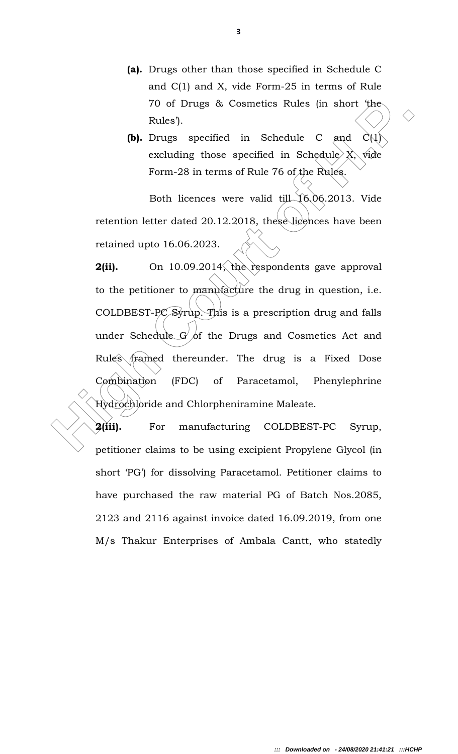**(a).** Drugs other than those specified in Schedule C and C(1) and X, vide Form-25 in terms of Rule 70 of Drugs & Cosmetics Rules (in short 'the Rules').

**(b).** Drugs specified in Schedule C and C(1) excluding those specified in Schedule X, vide Form-28 in terms of Rule 76 of the Rules.

Both licences were valid till 16.06.2013. Vide retention letter dated 20.12.2018, these licences have been retained upto 16.06.2023.

**2(ii).** On 10.09.2014, the respondents gave approval to the petitioner to manufacture the drug in question, i.e. COLDBEST-PC Syrup. This is a prescription drug and falls under Schedule G of the Drugs and Cosmetics Act and Rules framed thereunder. The drug is a Fixed Dose Combination (FDC) of Paracetamol, Phenylephrine Hydrochloride and Chlorpheniramine Maleate.

**2(iii).** For manufacturing COLDBEST-PC Syrup, petitioner claims to be using excipient Propylene Glycol (in short 'PG') for dissolving Paracetamol. Petitioner claims to have purchased the raw material PG of Batch Nos.2085, 2123 and 2116 against invoice dated 16.09.2019, from one M/s Thakur Enterprises of Ambala Cantt, who statedly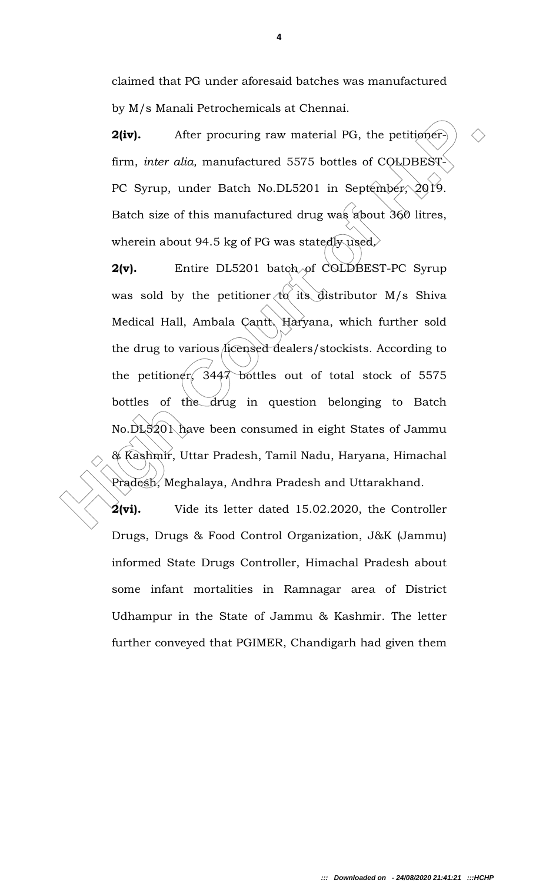claimed that PG under aforesaid batches was manufactured by M/s Manali Petrochemicals at Chennai.

**2(iv).** After procuring raw material PG, the petitioner-firm, *inter alia,* manufactured 5575 bottles of COLDBEST-PC Syrup, under Batch No.DL5201 in September, 2019. Batch size of this manufactured drug was about 360 litres, wherein about 94.5 kg of PG was statedly used.

**2(v).** Entire DL5201 batch of COLDBEST-PC Syrup was sold by the petitioner to its distributor M/s Shiva Medical Hall, Ambala Cantt. Haryana, which further sold the drug to various licensed dealers/stockists. According to the petitioner, 3447 bottles out of total stock of 5575 bottles of the drug in question belonging to Batch No.DL5201 have been consumed in eight States of Jammu & Kashmir, Uttar Pradesh, Tamil Nadu, Haryana, Himachal Pradesh, Meghalaya, Andhra Pradesh and Uttarakhand.

**2(vi).** Vide its letter dated 15.02.2020, the Controller Drugs, Drugs & Food Control Organization, J&K (Jammu) informed State Drugs Controller, Himachal Pradesh about some infant mortalities in Ramnagar area of District Udhampur in the State of Jammu & Kashmir. The letter further conveyed that PGIMER, Chandigarh had given them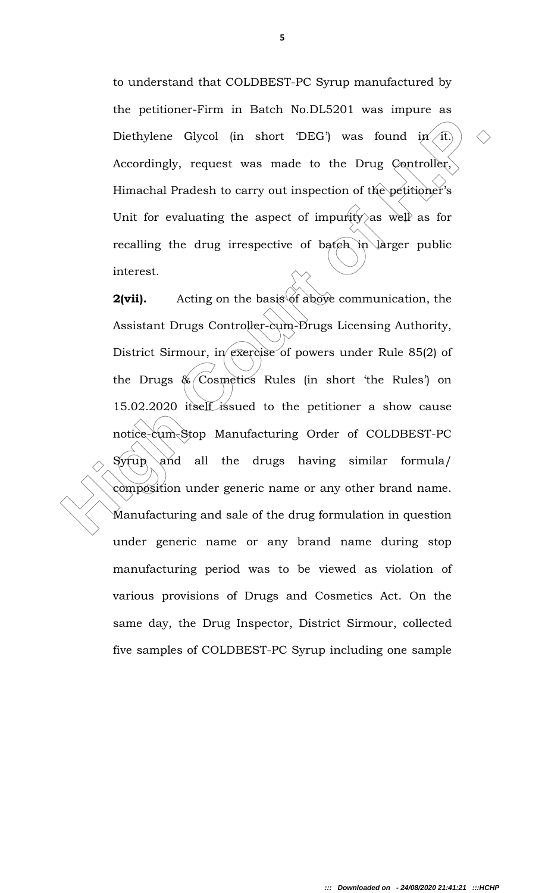to understand that COLDBEST-PC Syrup manufactured by the petitioner-Firm in Batch No.DL5201 was impure as Diethylene Glycol (in short 'DEG') was found in it. Accordingly, request was made to the Drug Controller, Himachal Pradesh to carry out inspection of the petitioner's Unit for evaluating the aspect of impurity as well as for recalling the drug irrespective of batch in larger public interest.

**2(vii).** Acting on the basis of above communication, the Assistant Drugs Controller-cum-Drugs Licensing Authority, District Sirmour, in exercise of powers under Rule 85(2) of the Drugs & Cosmetics Rules (in short 'the Rules') on 15.02.2020 itself issued to the petitioner a show cause notice-cum-Stop Manufacturing Order of COLDBEST-PC Syrup and all the drugs having similar formula/ composition under generic name or any other brand name. Manufacturing and sale of the drug formulation in question under generic name or any brand name during stop manufacturing period was to be viewed as violation of various provisions of Drugs and Cosmetics Act. On the same day, the Drug Inspector, District Sirmour, collected five samples of COLDBEST-PC Syrup including one sample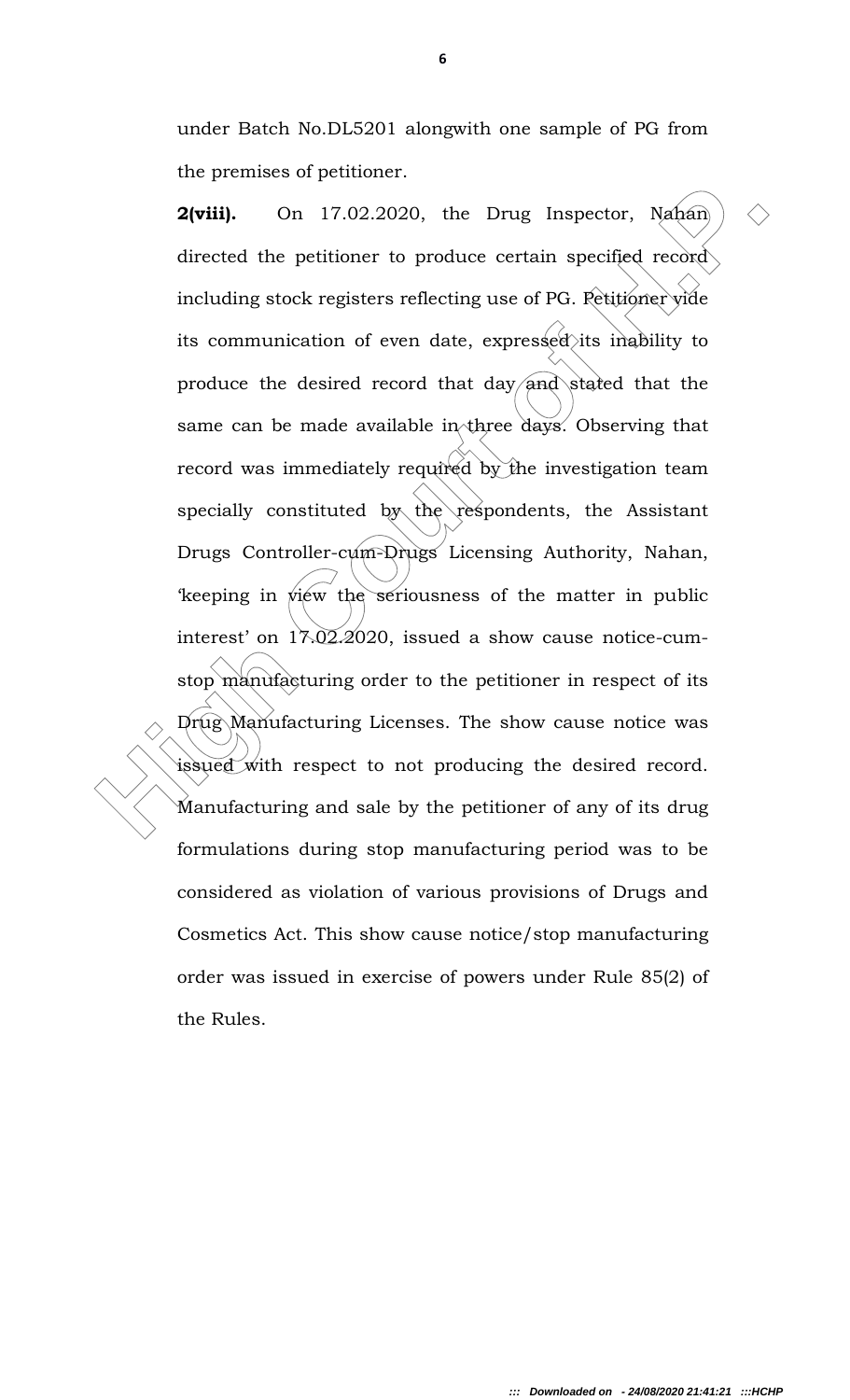under Batch No.DL5201 alongwith one sample of PG from the premises of petitioner.

**2(viii).** On 17.02.2020, the Drug Inspector, Nahan directed the petitioner to produce certain specified record including stock registers reflecting use of PG. Petitioner vide its communication of even date, expressed its inability to produce the desired record that day and stated that the same can be made available in three days. Observing that record was immediately required by the investigation team specially constituted by the respondents, the Assistant Drugs Controller-cum-Drugs Licensing Authority, Nahan, 'keeping in view the seriousness of the matter in public interest' on 17.02.2020, issued a show cause notice-cum-stop manufacturing order to the petitioner in respect of its Drug Manufacturing Licenses. The show cause notice was issued with respect to not producing the desired record. Manufacturing and sale by the petitioner of any of its drug formulations during stop manufacturing period was to be considered as violation of various provisions of Drugs and Cosmetics Act. This show cause notice/stop manufacturing order was issued in exercise of powers under Rule 85(2) of the Rules.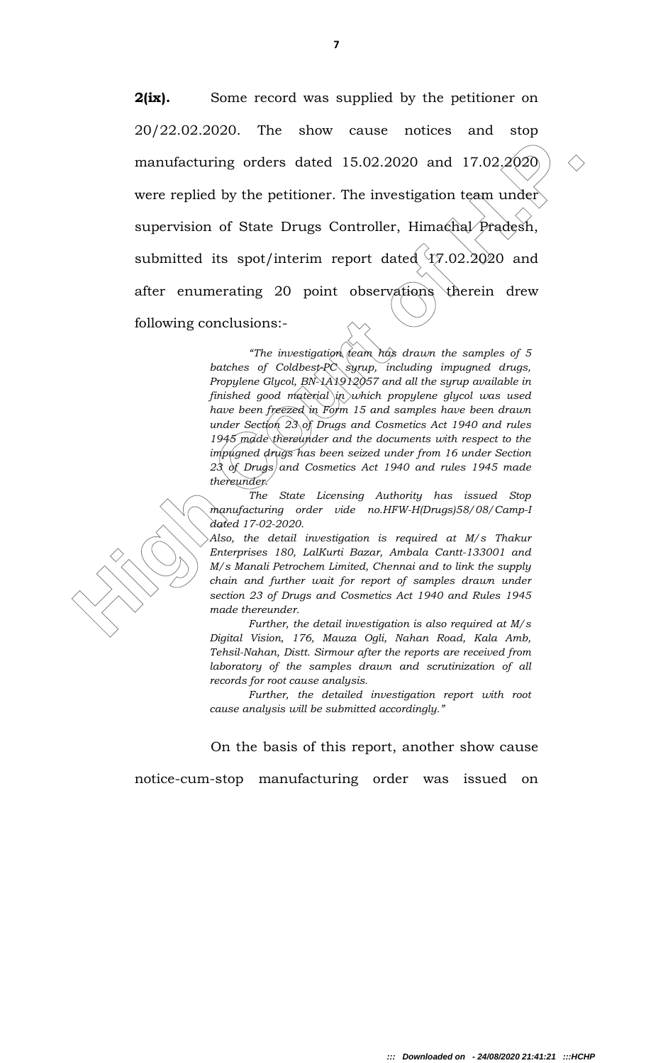**2(ix).** Some record was supplied by the petitioner on 20/22.02.2020. The show cause notices and stop manufacturing orders dated 15.02.2020 and 17.02.2020 were replied by the petitioner. The investigation team under supervision of State Drugs Controller, Himachal Pradesh, submitted its spot/interim report dated 17.02.2020 and after enumerating 20 point observations therein drew following conclusions:-

> *"The investigation team has drawn the samples of 5 batches of Coldbest-PC syrup, including impugned drugs, Propylene Glycol, BN-1A1912057 and all the syrup available in finished good material in which propylene glycol was used have been freezed in Form 15 and samples have been drawn under Section 23 of Drugs and Cosmetics Act 1940 and rules 1945 made thereunder and the documents with respect to the impugned drugs has been seized under from 16 under Section 23 of Drugs and Cosmetics Act 1940 and rules 1945 made thereunder.*
>
> *The State Licensing Authority has issued Stop manufacturing order vide no.HFW-H(Drugs)58/08/Camp-I dated 17-02-2020.*
>
> *Also, the detail investigation is required at M/s Thakur Enterprises 180, LalKurti Bazar, Ambala Cantt-133001 and M/s Manali Petrochem Limited, Chennai and to link the supply chain and further wait for report of samples drawn under section 23 of Drugs and Cosmetics Act 1940 and Rules 1945 made thereunder.*
>
> *Further, the detail investigation is also required at M/s Digital Vision, 176, Mauza Ogli, Nahan Road, Kala Amb, Tehsil-Nahan, Distt. Sirmour after the reports are received from laboratory of the samples drawn and scrutinization of all records for root cause analysis.*
>
> *Further, the detailed investigation report with root cause analysis will be submitted accordingly."*

On the basis of this report, another show cause notice-cum-stop manufacturing order was issued on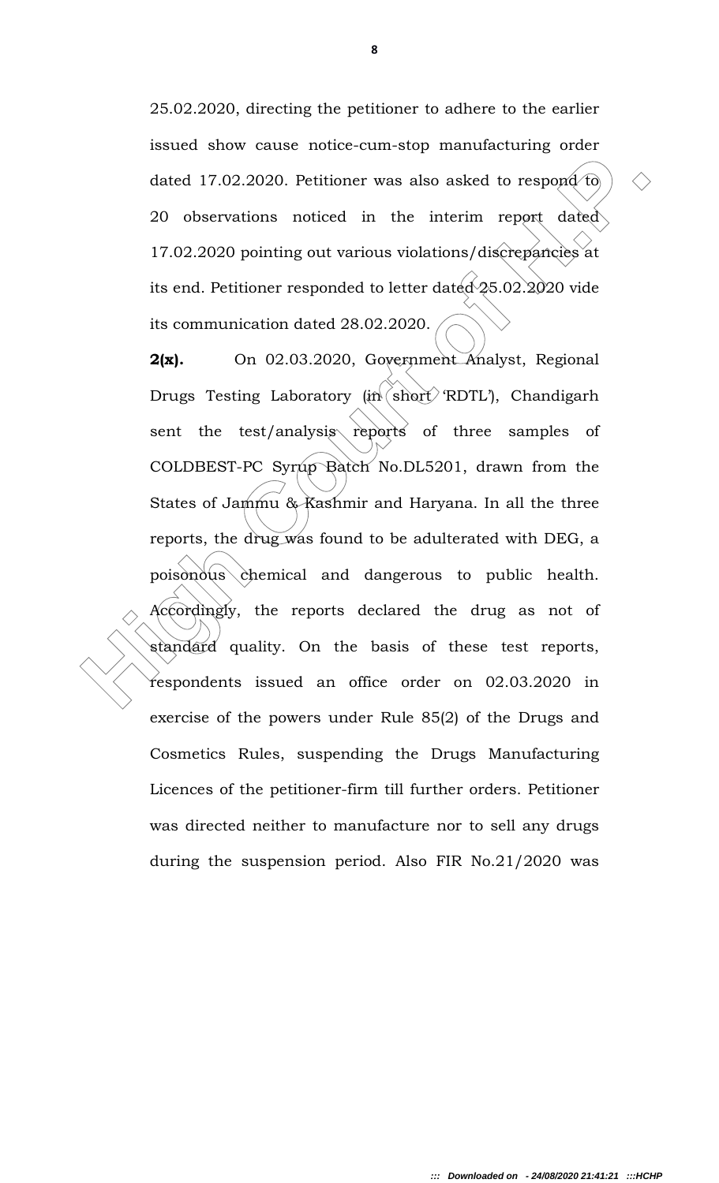25.02.2020, directing the petitioner to adhere to the earlier issued show cause notice-cum-stop manufacturing order dated 17.02.2020. Petitioner was also asked to respond to 20 observations noticed in the interim report dated 17.02.2020 pointing out various violations/discrepancies at its end. Petitioner responded to letter dated 25.02.2020 vide its communication dated 28.02.2020.

**2(x).** On 02.03.2020, Government Analyst, Regional Drugs Testing Laboratory (in short 'RDTL'), Chandigarh sent the test/analysis reports of three samples of COLDBEST-PC Syrup Batch No.DL5201, drawn from the States of Jammu & Kashmir and Haryana. In all the three reports, the drug was found to be adulterated with DEG, a poisonous chemical and dangerous to public health. Accordingly, the reports declared the drug as not of standard quality. On the basis of these test reports, respondents issued an office order on 02.03.2020 in exercise of the powers under Rule 85(2) of the Drugs and Cosmetics Rules, suspending the Drugs Manufacturing Licences of the petitioner-firm till further orders. Petitioner was directed neither to manufacture nor to sell any drugs during the suspension period. Also FIR No.21/2020 was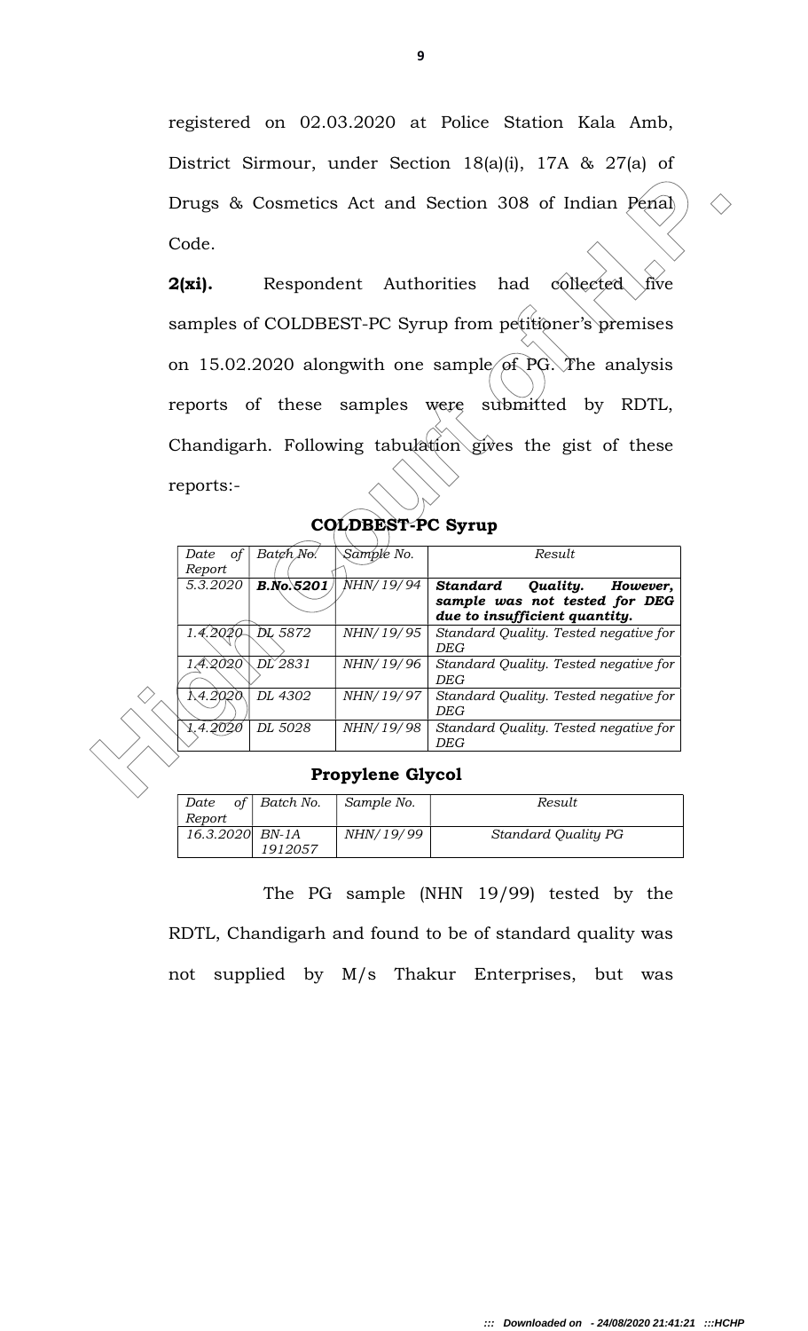registered on 02.03.2020 at Police Station Kala Amb, District Sirmour, under Section 18(a)(i), 17A & 27(a) of Drugs & Cosmetics Act and Section 308 of Indian Penal Code.

**2(xi).** Respondent Authorities had collected five samples of COLDBEST-PC Syrup from petitioner's premises on 15.02.2020 alongwith one sample of PG. The analysis reports of these samples were submitted by RDTL, Chandigarh. Following tabulation gives the gist of these reports:-

**COLDBEST-PC Syrup**

| *Date of Report* | *Batch No.* | *Sample No.* | *Result* |
|---|---|---|---|
| *5.3.2020* | ***B.No.5201*** | *NHN/19/94* | ***Standard Quality. However, sample was not tested for DEG due to insufficient quantity.*** |
| *1.4.2020* | *DL 5872* | *NHN/19/95* | *Standard Quality. Tested negative for DEG* |
| *1.4.2020* | *DL 2831* | *NHN/19/96* | *Standard Quality. Tested negative for DEG* |
| *1.4.2020* | *DL 4302* | *NHN/19/97* | *Standard Quality. Tested negative for DEG* |
| *1.4.2020* | *DL 5028* | *NHN/19/98* | *Standard Quality. Tested negative for DEG* |

**Propylene Glycol**

| *Date of Report* | *Batch No.* | *Sample No.* | *Result* |
|---|---|---|---|
| *16.3.2020* | *BN-1A 1912057* | *NHN/19/99* | *Standard Quality PG* |

The PG sample (NHN 19/99) tested by the RDTL, Chandigarh and found to be of standard quality was not supplied by M/s Thakur Enterprises, but was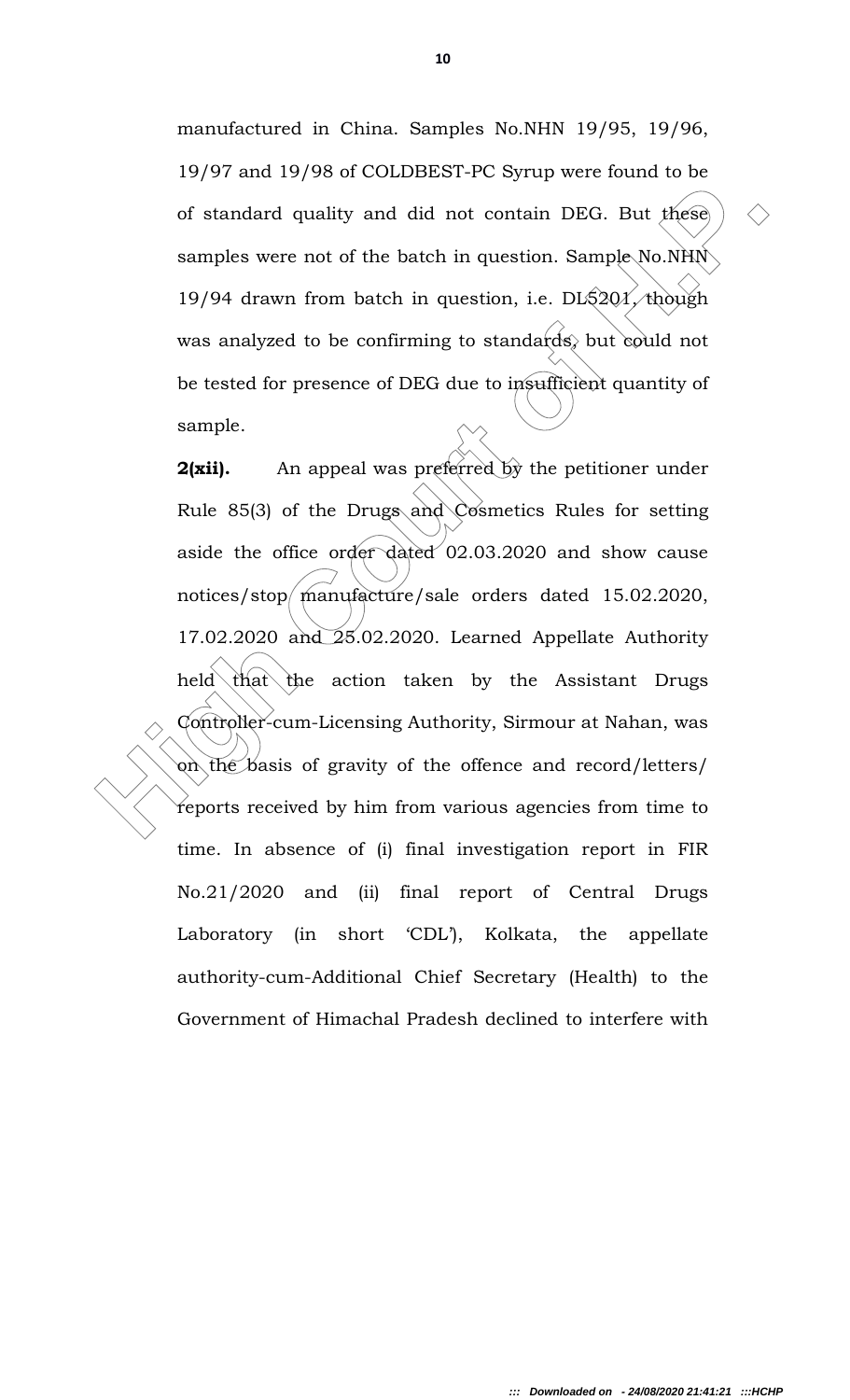manufactured in China. Samples No.NHN 19/95, 19/96, 19/97 and 19/98 of COLDBEST-PC Syrup were found to be of standard quality and did not contain DEG. But these samples were not of the batch in question. Sample No.NHN 19/94 drawn from batch in question, i.e. DL5201, though was analyzed to be confirming to standards, but could not be tested for presence of DEG due to insufficient quantity of sample.

**2(xii).** An appeal was preferred by the petitioner under Rule 85(3) of the Drugs and Cosmetics Rules for setting aside the office order dated 02.03.2020 and show cause notices/stop manufacture/sale orders dated 15.02.2020, 17.02.2020 and 25.02.2020. Learned Appellate Authority held that the action taken by the Assistant Drugs Controller-cum-Licensing Authority, Sirmour at Nahan, was on the basis of gravity of the offence and record/letters/ reports received by him from various agencies from time to time. In absence of (i) final investigation report in FIR No.21/2020 and (ii) final report of Central Drugs Laboratory (in short 'CDL'), Kolkata, the appellate authority-cum-Additional Chief Secretary (Health) to the Government of Himachal Pradesh declined to interfere with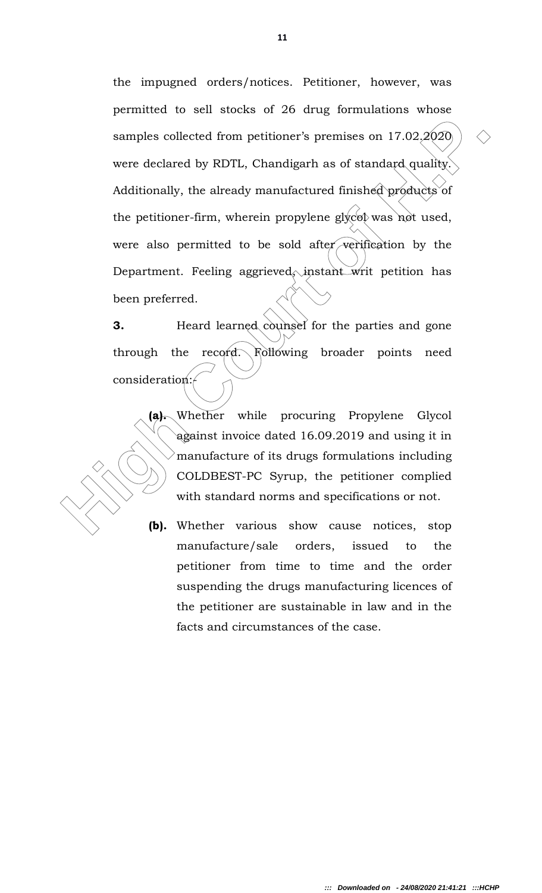the impugned orders/notices. Petitioner, however, was permitted to sell stocks of 26 drug formulations whose samples collected from petitioner's premises on 17.02.2020 were declared by RDTL, Chandigarh as of standard quality. Additionally, the already manufactured finished products of the petitioner-firm, wherein propylene glycol was not used, were also permitted to be sold after verification by the Department. Feeling aggrieved, instant writ petition has been preferred.

**3.** Heard learned counsel for the parties and gone through the record. Following broader points need consideration:-

> **(a).** Whether while procuring Propylene Glycol against invoice dated 16.09.2019 and using it in manufacture of its drugs formulations including COLDBEST-PC Syrup, the petitioner complied with standard norms and specifications or not.
>
> **(b).** Whether various show cause notices, stop manufacture/sale orders, issued to the petitioner from time to time and the order suspending the drugs manufacturing licences of the petitioner are sustainable in law and in the facts and circumstances of the case.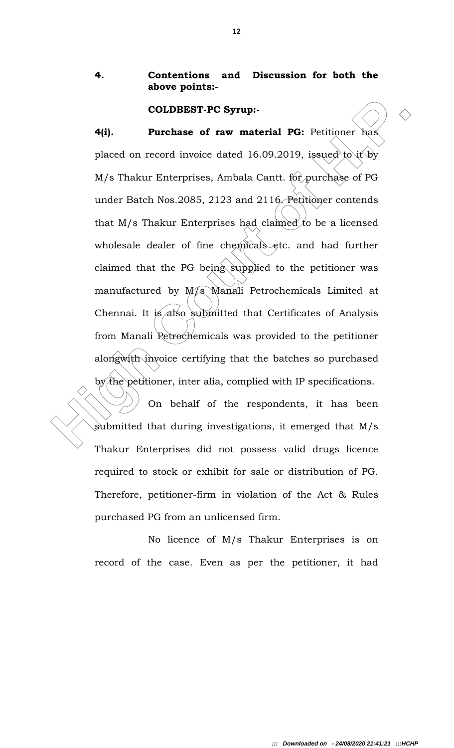**4. Contentions and Discussion for both the above points:-**

**COLDBEST-PC Syrup:-**

**4(i). Purchase of raw material PG:** Petitioner has placed on record invoice dated 16.09.2019, issued to it by M/s Thakur Enterprises, Ambala Cantt. for purchase of PG under Batch Nos.2085, 2123 and 2116. Petitioner contends that M/s Thakur Enterprises had claimed to be a licensed wholesale dealer of fine chemicals etc. and had further claimed that the PG being supplied to the petitioner was manufactured by M/s Manali Petrochemicals Limited at Chennai. It is also submitted that Certificates of Analysis from Manali Petrochemicals was provided to the petitioner alongwith invoice certifying that the batches so purchased by the petitioner, inter alia, complied with IP specifications.

On behalf of the respondents, it has been submitted that during investigations, it emerged that M/s Thakur Enterprises did not possess valid drugs licence required to stock or exhibit for sale or distribution of PG. Therefore, petitioner-firm in violation of the Act & Rules purchased PG from an unlicensed firm.

No licence of M/s Thakur Enterprises is on record of the case. Even as per the petitioner, it had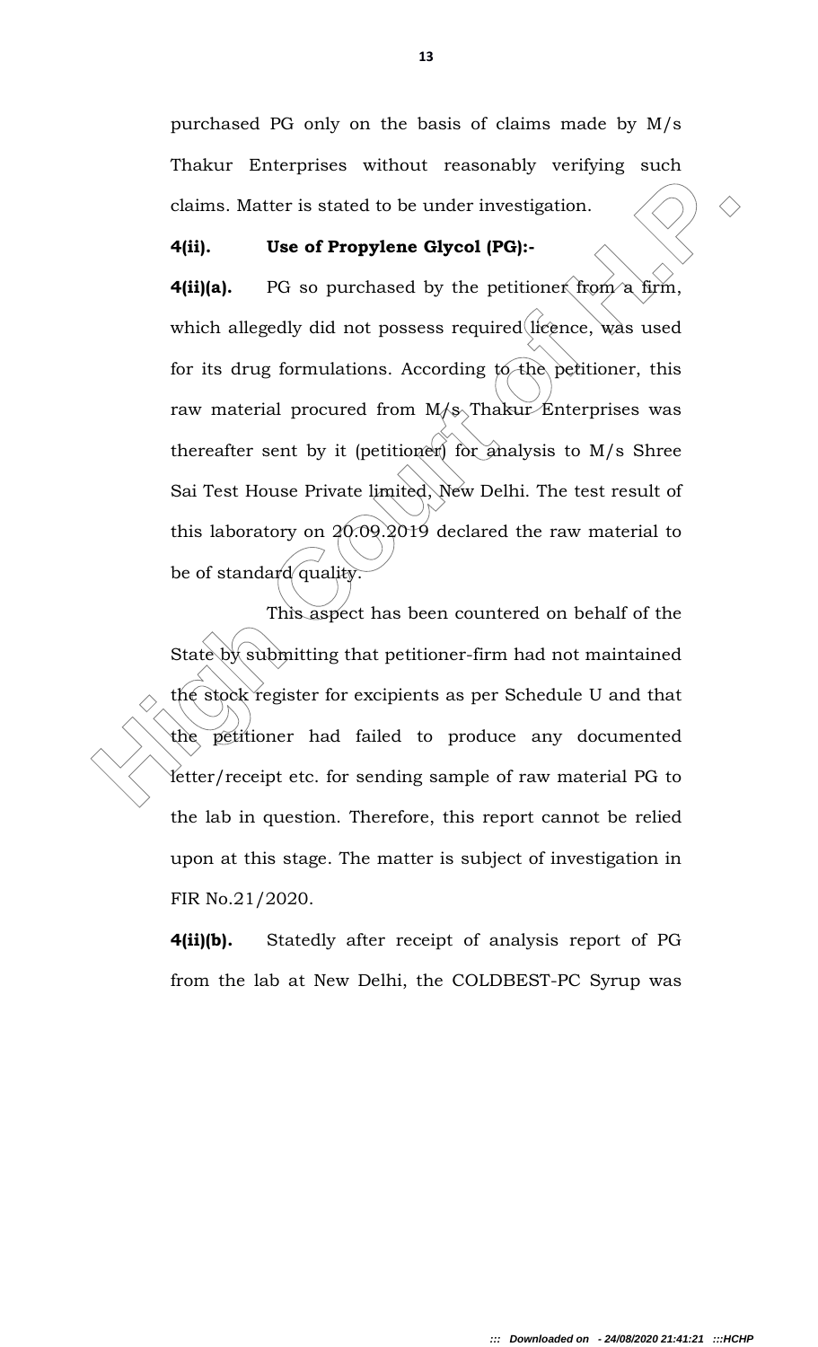purchased PG only on the basis of claims made by M/s Thakur Enterprises without reasonably verifying such claims. Matter is stated to be under investigation.

**4(ii). Use of Propylene Glycol (PG):-**

**4(ii)(a).** PG so purchased by the petitioner from a firm, which allegedly did not possess required licence, was used for its drug formulations. According to the petitioner, this raw material procured from M/s Thakur Enterprises was thereafter sent by it (petitioner) for analysis to M/s Shree Sai Test House Private limited, New Delhi. The test result of this laboratory on 20.09.2019 declared the raw material to be of standard quality.

This aspect has been countered on behalf of the State by submitting that petitioner-firm had not maintained the stock register for excipients as per Schedule U and that the petitioner had failed to produce any documented letter/receipt etc. for sending sample of raw material PG to the lab in question. Therefore, this report cannot be relied upon at this stage. The matter is subject of investigation in FIR No.21/2020.

**4(ii)(b).** Statedly after receipt of analysis report of PG from the lab at New Delhi, the COLDBEST-PC Syrup was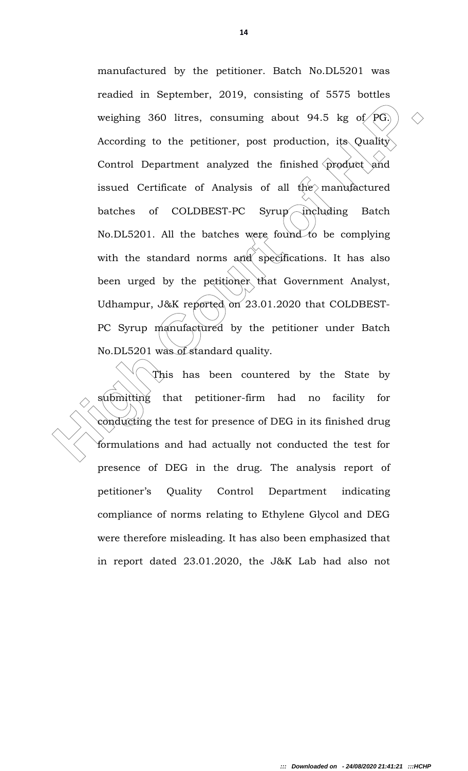manufactured by the petitioner. Batch No.DL5201 was readied in September, 2019, consisting of 5575 bottles weighing 360 litres, consuming about 94.5 kg of PG. According to the petitioner, post production, its Quality Control Department analyzed the finished product and issued Certificate of Analysis of all the manufactured batches of COLDBEST-PC Syrup including Batch No.DL5201. All the batches were found to be complying with the standard norms and specifications. It has also been urged by the petitioner that Government Analyst, Udhampur, J&K reported on 23.01.2020 that COLDBEST-PC Syrup manufactured by the petitioner under Batch No.DL5201 was of standard quality.

This has been countered by the State by submitting that petitioner-firm had no facility for conducting the test for presence of DEG in its finished drug formulations and had actually not conducted the test for presence of DEG in the drug. The analysis report of petitioner's Quality Control Department indicating compliance of norms relating to Ethylene Glycol and DEG were therefore misleading. It has also been emphasized that in report dated 23.01.2020, the J&K Lab had also not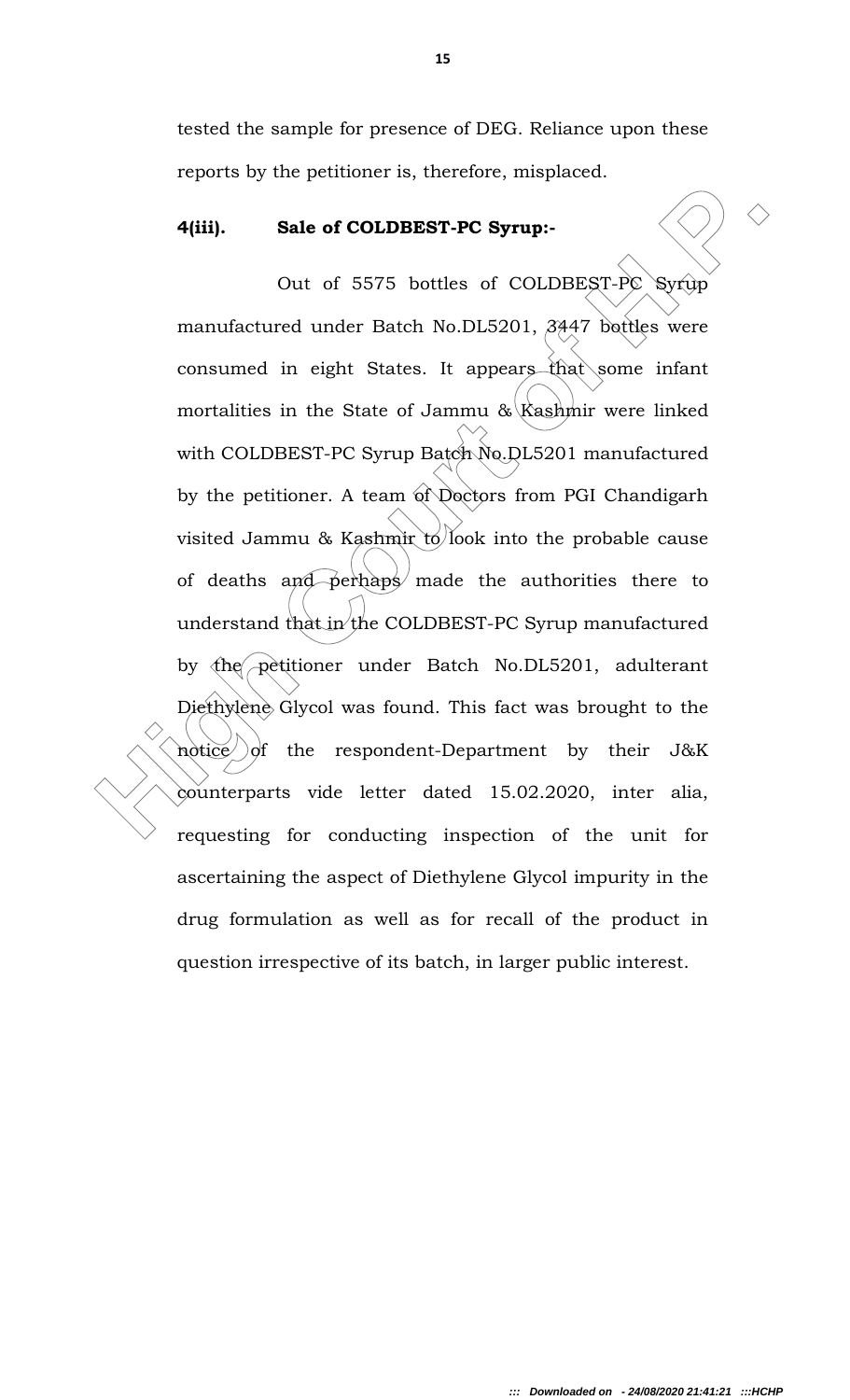tested the sample for presence of DEG. Reliance upon these reports by the petitioner is, therefore, misplaced.

**4(iii). Sale of COLDBEST-PC Syrup:-**

Out of 5575 bottles of COLDBEST-PC Syrup manufactured under Batch No.DL5201, 3447 bottles were consumed in eight States. It appears that some infant mortalities in the State of Jammu & Kashmir were linked with COLDBEST-PC Syrup Batch No.DL5201 manufactured by the petitioner. A team of Doctors from PGI Chandigarh visited Jammu & Kashmir to look into the probable cause of deaths and perhaps made the authorities there to understand that in the COLDBEST-PC Syrup manufactured by the petitioner under Batch No.DL5201, adulterant Diethylene Glycol was found. This fact was brought to the notice of the respondent-Department by their J&K counterparts vide letter dated 15.02.2020, inter alia, requesting for conducting inspection of the unit for ascertaining the aspect of Diethylene Glycol impurity in the drug formulation as well as for recall of the product in question irrespective of its batch, in larger public interest.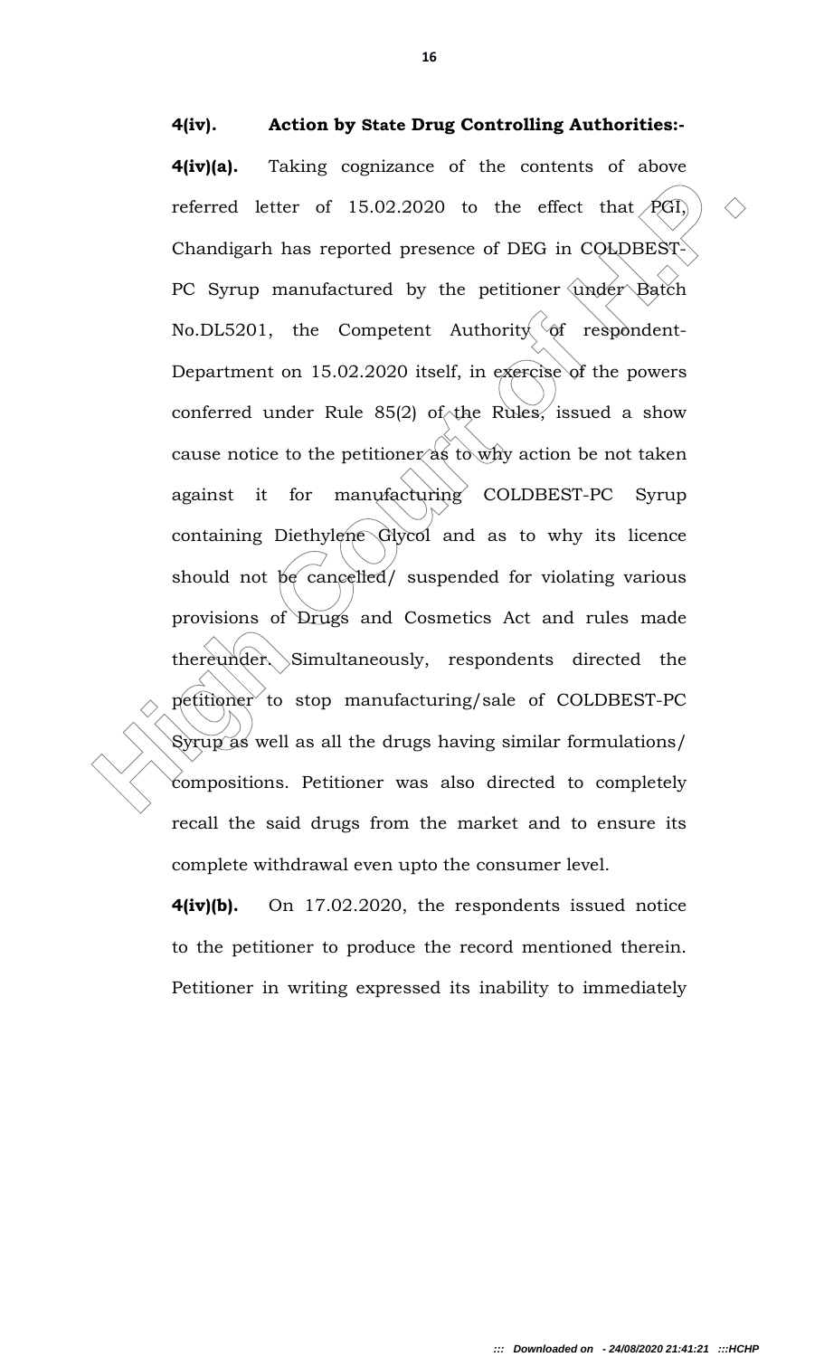**4(iv). Action by State Drug Controlling Authorities:-**

**4(iv)(a).** Taking cognizance of the contents of above referred letter of 15.02.2020 to the effect that PGI, Chandigarh has reported presence of DEG in COLDBEST-PC Syrup manufactured by the petitioner under Batch No.DL5201, the Competent Authority of respondent-Department on 15.02.2020 itself, in exercise of the powers conferred under Rule 85(2) of the Rules, issued a show cause notice to the petitioner as to why action be not taken against it for manufacturing COLDBEST-PC Syrup containing Diethylene Glycol and as to why its licence should not be cancelled/ suspended for violating various provisions of Drugs and Cosmetics Act and rules made thereunder. Simultaneously, respondents directed the petitioner to stop manufacturing/sale of COLDBEST-PC Syrup as well as all the drugs having similar formulations/ compositions. Petitioner was also directed to completely recall the said drugs from the market and to ensure its complete withdrawal even upto the consumer level.

**4(iv)(b).** On 17.02.2020, the respondents issued notice to the petitioner to produce the record mentioned therein. Petitioner in writing expressed its inability to immediately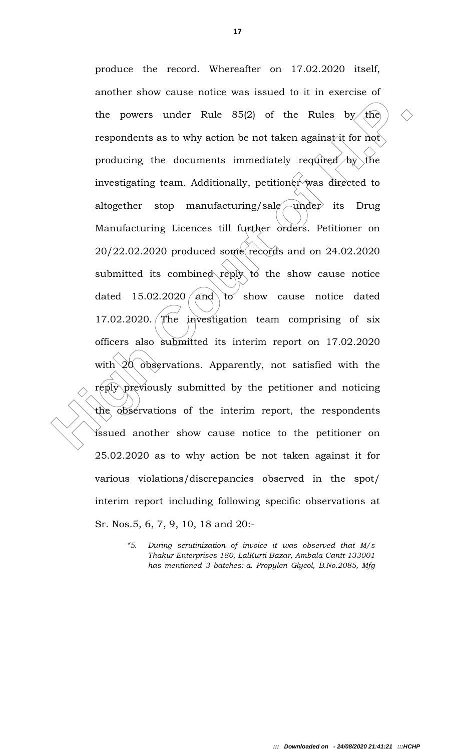produce the record. Whereafter on 17.02.2020 itself, another show cause notice was issued to it in exercise of the powers under Rule 85(2) of the Rules by the respondents as to why action be not taken against it for not producing the documents immediately required by the investigating team. Additionally, petitioner was directed to altogether stop manufacturing/sale under its Drug Manufacturing Licences till further orders. Petitioner on 20/22.02.2020 produced some records and on 24.02.2020 submitted its combined reply to the show cause notice dated 15.02.2020 and to show cause notice dated 17.02.2020. The investigation team comprising of six officers also submitted its interim report on 17.02.2020 with 20 observations. Apparently, not satisfied with the reply previously submitted by the petitioner and noticing the observations of the interim report, the respondents issued another show cause notice to the petitioner on 25.02.2020 as to why action be not taken against it for various violations/discrepancies observed in the spot/ interim report including following specific observations at Sr. Nos.5, 6, 7, 9, 10, 18 and 20:-

> *"5. During scrutinization of invoice it was observed that M/s Thakur Enterprises 180, LalKurti Bazar, Ambala Cantt-133001 has mentioned 3 batches:-a. Propylen Glycol, B.No.2085, Mfg*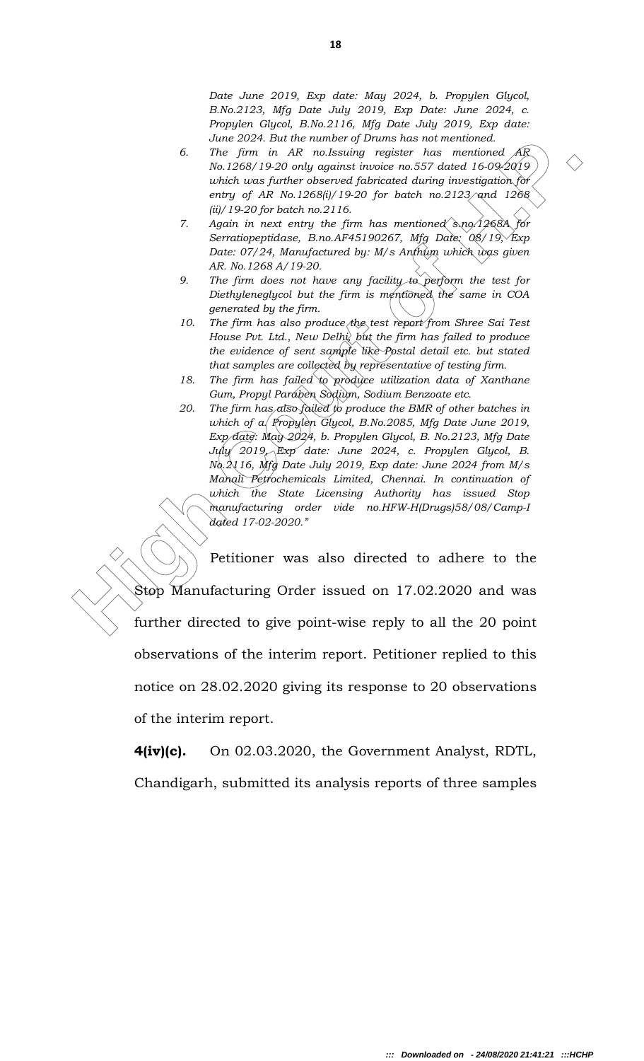*Date June 2019, Exp date: May 2024, b. Propylen Glycol, B.No.2123, Mfg Date July 2019, Exp Date: June 2024, c. Propylen Glycol, B.No.2116, Mfg Date July 2019, Exp date: June 2024. But the number of Drums has not mentioned.*

6. *The firm in AR no.Issuing register has mentioned AR No.1268/19-20 only against invoice no.557 dated 16-09-2019 which was further observed fabricated during investigation for entry of AR No.1268(i)/19-20 for batch no.2123 and 1268 (ii)/19-20 for batch no.2116.*
7. *Again in next entry the firm has mentioned s.no.1268A for Serratiopeptidase, B.no.AF45190267, Mfg Date: 08/19, Exp Date: 07/24, Manufactured by: M/s Anthum which was given AR. No.1268 A/19-20.*
9. *The firm does not have any facility to perform the test for Diethyleneglycol but the firm is mentioned the same in COA generated by the firm.*
10. *The firm has also produce the test report from Shree Sai Test House Pvt. Ltd., New Delhi, but the firm has failed to produce the evidence of sent sample like Postal detail etc. but stated that samples are collected by representative of testing firm.*
18. *The firm has failed to produce utilization data of Xanthane Gum, Propyl Paraben Sodium, Sodium Benzoate etc.*
20. *The firm has also failed to produce the BMR of other batches in which of a. Propylen Glycol, B.No.2085, Mfg Date June 2019, Exp date: May 2024, b. Propylen Glycol, B. No.2123, Mfg Date July 2019, Exp date: June 2024, c. Propylen Glycol, B. No.2116, Mfg Date July 2019, Exp date: June 2024 from M/s Manali Petrochemicals Limited, Chennai. In continuation of which the State Licensing Authority has issued Stop manufacturing order vide no.HFW-H(Drugs)58/08/Camp-I dated 17-02-2020."*

Petitioner was also directed to adhere to the Stop Manufacturing Order issued on 17.02.2020 and was further directed to give point-wise reply to all the 20 point observations of the interim report. Petitioner replied to this notice on 28.02.2020 giving its response to 20 observations of the interim report.

**4(iv)(c).** On 02.03.2020, the Government Analyst, RDTL, Chandigarh, submitted its analysis reports of three samples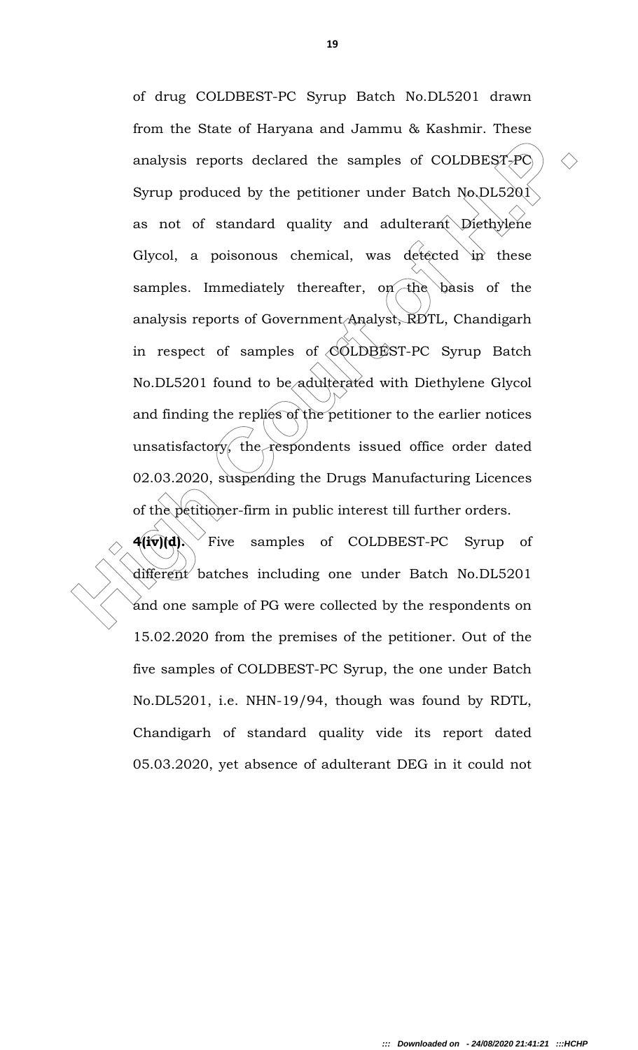of drug COLDBEST-PC Syrup Batch No.DL5201 drawn from the State of Haryana and Jammu & Kashmir. These analysis reports declared the samples of COLDBEST-PC Syrup produced by the petitioner under Batch No.DL5201 as not of standard quality and adulterant Diethylene Glycol, a poisonous chemical, was detected in these samples. Immediately thereafter, on the basis of the analysis reports of Government Analyst, RDTL, Chandigarh in respect of samples of COLDBEST-PC Syrup Batch No.DL5201 found to be adulterated with Diethylene Glycol and finding the replies of the petitioner to the earlier notices unsatisfactory, the respondents issued office order dated 02.03.2020, suspending the Drugs Manufacturing Licences of the petitioner-firm in public interest till further orders.

**4(iv)(d).** Five samples of COLDBEST-PC Syrup of different batches including one under Batch No.DL5201 and one sample of PG were collected by the respondents on 15.02.2020 from the premises of the petitioner. Out of the five samples of COLDBEST-PC Syrup, the one under Batch No.DL5201, i.e. NHN-19/94, though was found by RDTL, Chandigarh of standard quality vide its report dated 05.03.2020, yet absence of adulterant DEG in it could not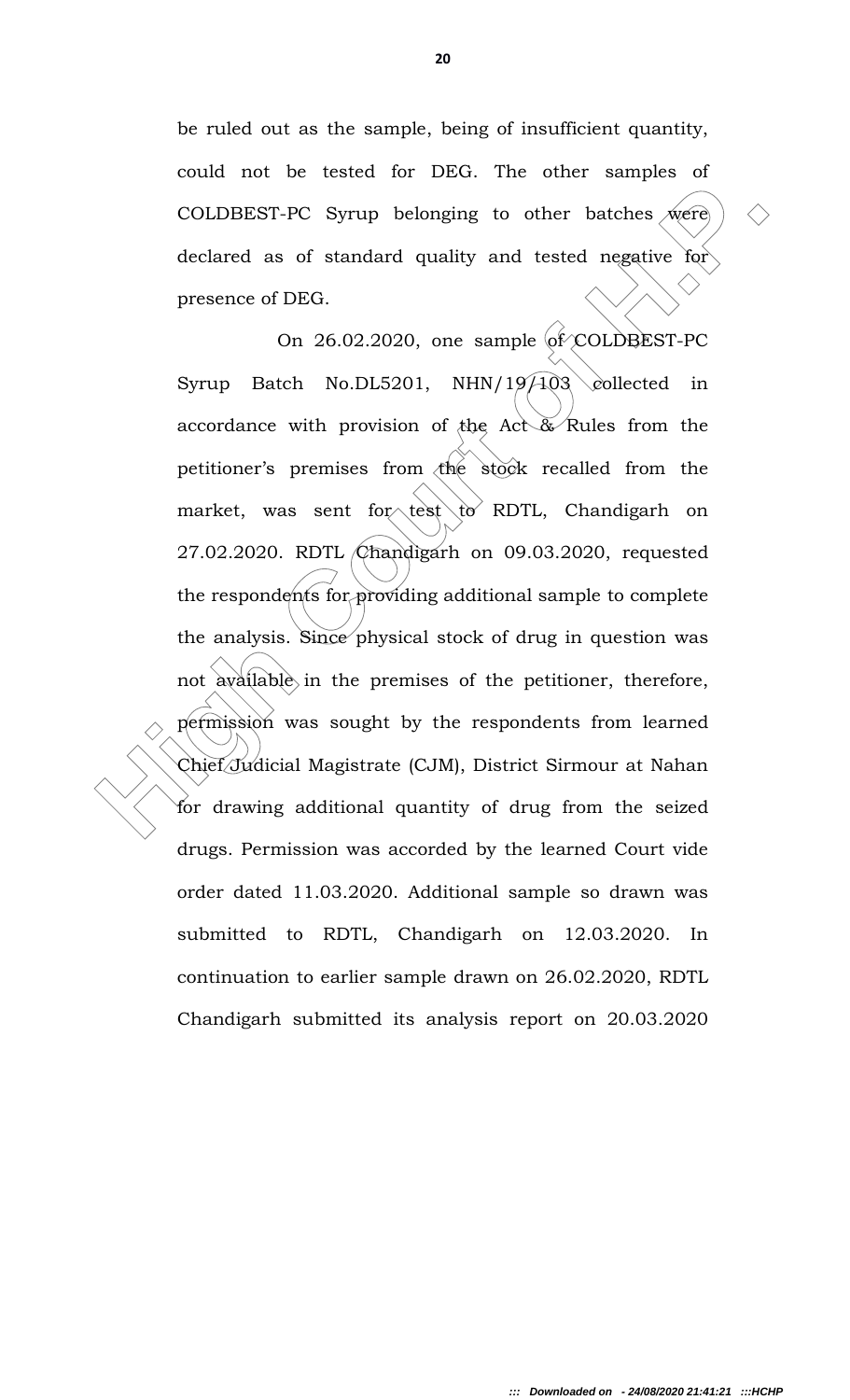be ruled out as the sample, being of insufficient quantity, could not be tested for DEG. The other samples of COLDBEST-PC Syrup belonging to other batches were declared as of standard quality and tested negative for presence of DEG.

On 26.02.2020, one sample of COLDBEST-PC Syrup Batch No.DL5201, NHN/19/103 collected in accordance with provision of the Act & Rules from the petitioner's premises from the stock recalled from the market, was sent for test to RDTL, Chandigarh on 27.02.2020. RDTL Chandigarh on 09.03.2020, requested the respondents for providing additional sample to complete the analysis. Since physical stock of drug in question was not available in the premises of the petitioner, therefore, permission was sought by the respondents from learned Chief Judicial Magistrate (CJM), District Sirmour at Nahan for drawing additional quantity of drug from the seized drugs. Permission was accorded by the learned Court vide order dated 11.03.2020. Additional sample so drawn was submitted to RDTL, Chandigarh on 12.03.2020. In continuation to earlier sample drawn on 26.02.2020, RDTL Chandigarh submitted its analysis report on 20.03.2020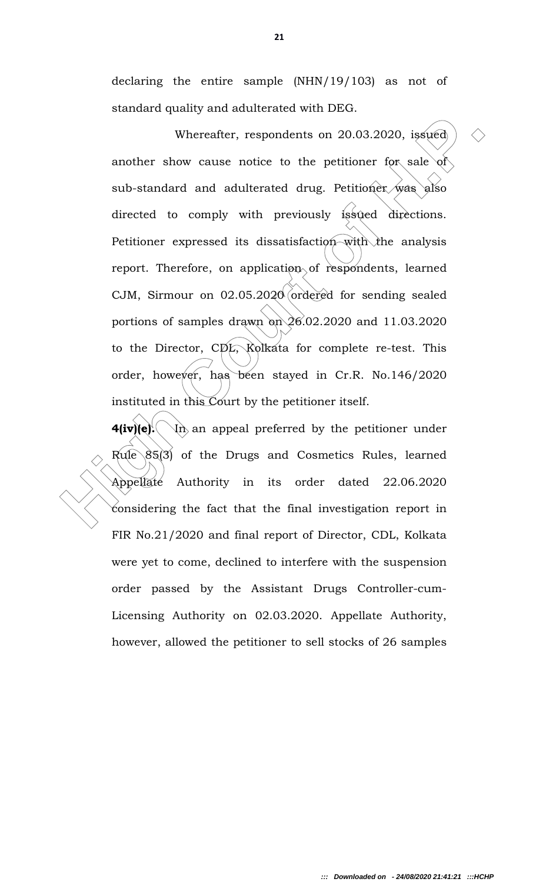declaring the entire sample (NHN/19/103) as not of standard quality and adulterated with DEG.

Whereafter, respondents on 20.03.2020, issued another show cause notice to the petitioner for sale of sub-standard and adulterated drug. Petitioner was also directed to comply with previously issued directions. Petitioner expressed its dissatisfaction with the analysis report. Therefore, on application of respondents, learned CJM, Sirmour on 02.05.2020 ordered for sending sealed portions of samples drawn on 26.02.2020 and 11.03.2020 to the Director, CDL, Kolkata for complete re-test. This order, however, has been stayed in Cr.R. No.146/2020 instituted in this Court by the petitioner itself.

**4(iv)(e).** In an appeal preferred by the petitioner under Rule 85(3) of the Drugs and Cosmetics Rules, learned Appellate Authority in its order dated 22.06.2020 considering the fact that the final investigation report in FIR No.21/2020 and final report of Director, CDL, Kolkata were yet to come, declined to interfere with the suspension order passed by the Assistant Drugs Controller-cum-Licensing Authority on 02.03.2020. Appellate Authority, however, allowed the petitioner to sell stocks of 26 samples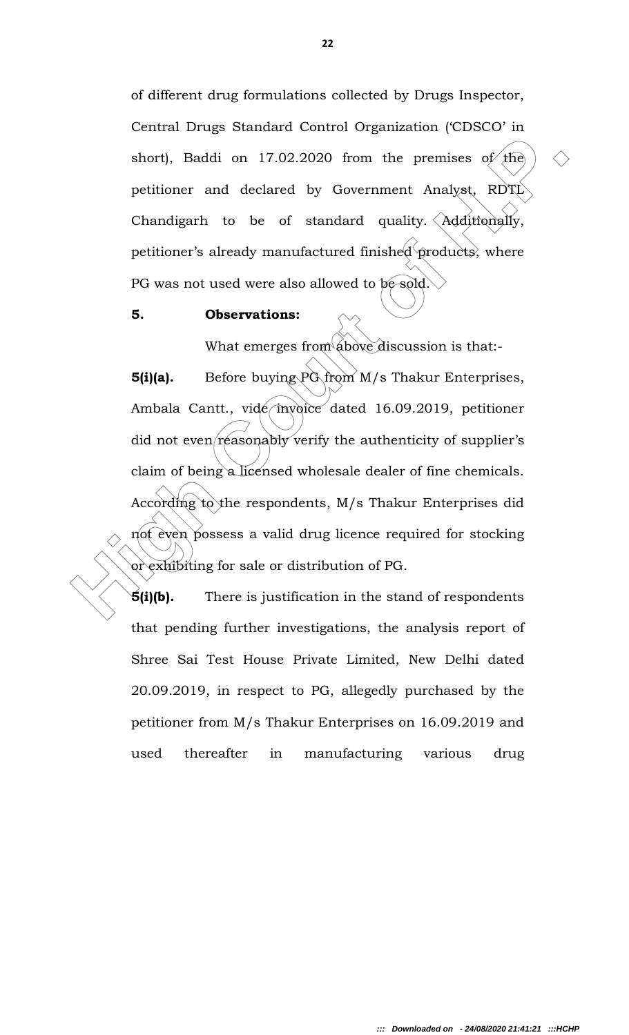of different drug formulations collected by Drugs Inspector, Central Drugs Standard Control Organization ('CDSCO' in short), Baddi on 17.02.2020 from the premises of the petitioner and declared by Government Analyst, RDTL Chandigarh to be of standard quality. Additionally, petitioner's already manufactured finished products, where PG was not used were also allowed to be sold.

**5. Observations:**

What emerges from above discussion is that:-

**5(i)(a).** Before buying PG from M/s Thakur Enterprises, Ambala Cantt., vide invoice dated 16.09.2019, petitioner did not even reasonably verify the authenticity of supplier's claim of being a licensed wholesale dealer of fine chemicals. According to the respondents, M/s Thakur Enterprises did not even possess a valid drug licence required for stocking or exhibiting for sale or distribution of PG.

**5(i)(b).** There is justification in the stand of respondents that pending further investigations, the analysis report of Shree Sai Test House Private Limited, New Delhi dated 20.09.2019, in respect to PG, allegedly purchased by the petitioner from M/s Thakur Enterprises on 16.09.2019 and used thereafter in manufacturing various drug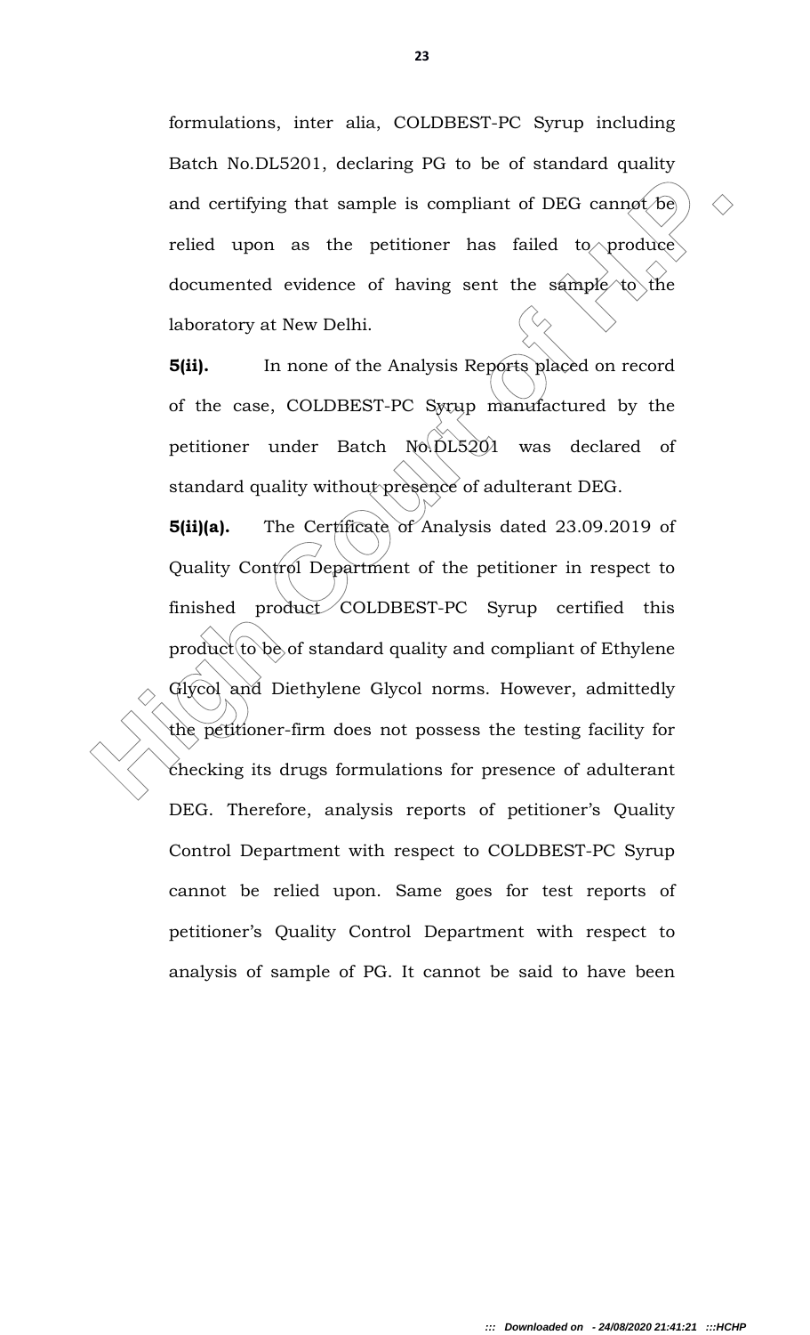formulations, inter alia, COLDBEST-PC Syrup including Batch No.DL5201, declaring PG to be of standard quality and certifying that sample is compliant of DEG cannot be relied upon as the petitioner has failed to produce documented evidence of having sent the sample to the laboratory at New Delhi.

**5(ii).** In none of the Analysis Reports placed on record of the case, COLDBEST-PC Syrup manufactured by the petitioner under Batch No.DL5201 was declared of standard quality without presence of adulterant DEG.

**5(ii)(a).** The Certificate of Analysis dated 23.09.2019 of Quality Control Department of the petitioner in respect to finished product COLDBEST-PC Syrup certified this product to be of standard quality and compliant of Ethylene Glycol and Diethylene Glycol norms. However, admittedly the petitioner-firm does not possess the testing facility for checking its drugs formulations for presence of adulterant DEG. Therefore, analysis reports of petitioner's Quality Control Department with respect to COLDBEST-PC Syrup cannot be relied upon. Same goes for test reports of petitioner's Quality Control Department with respect to analysis of sample of PG. It cannot be said to have been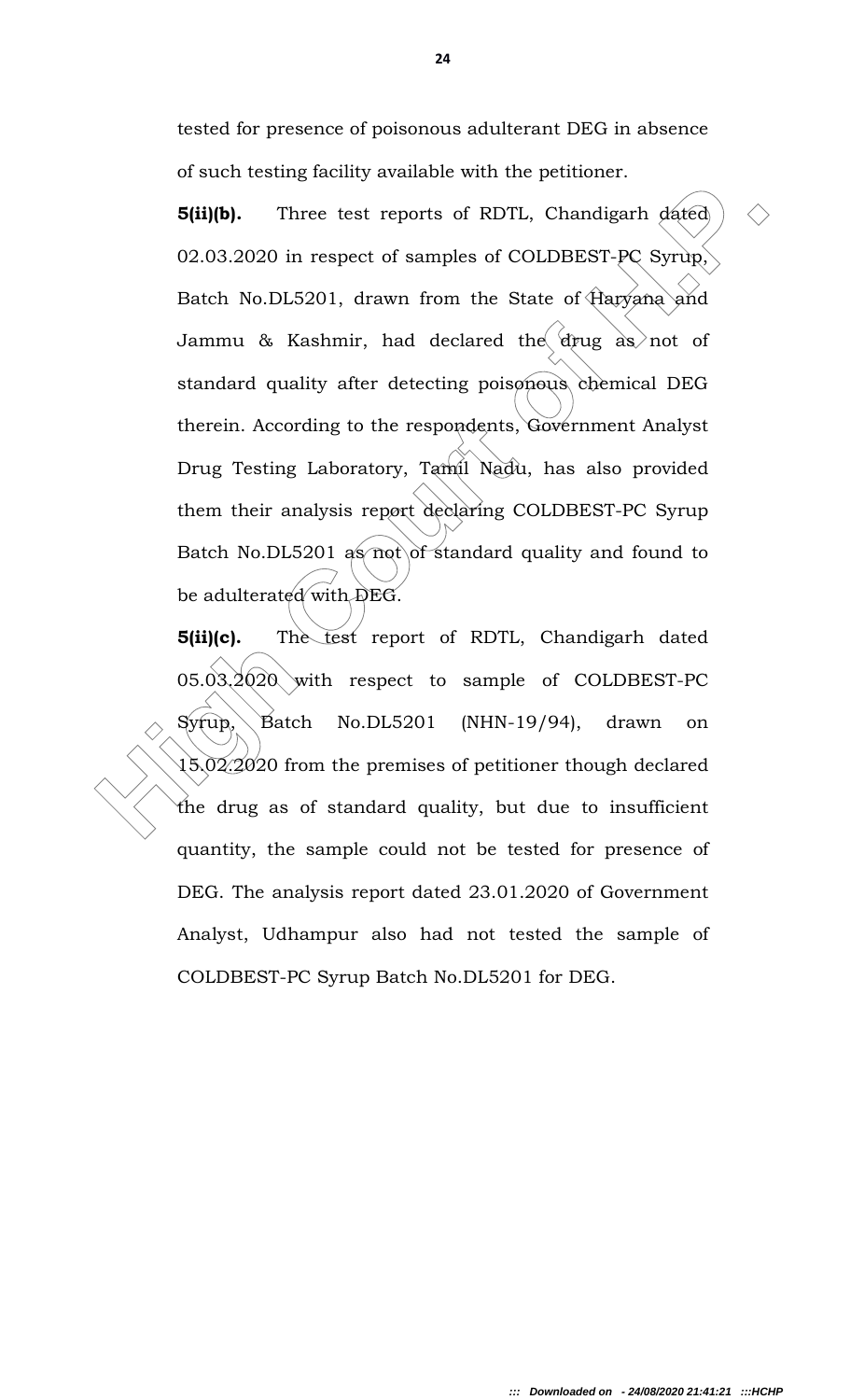tested for presence of poisonous adulterant DEG in absence of such testing facility available with the petitioner.

**5(ii)(b).** Three test reports of RDTL, Chandigarh dated 02.03.2020 in respect of samples of COLDBEST-PC Syrup, Batch No.DL5201, drawn from the State of Haryana and Jammu & Kashmir, had declared the drug as not of standard quality after detecting poisonous chemical DEG therein. According to the respondents, Government Analyst Drug Testing Laboratory, Tamil Nadu, has also provided them their analysis report declaring COLDBEST-PC Syrup Batch No.DL5201 as not of standard quality and found to be adulterated with DEG.

**5(ii)(c).** The test report of RDTL, Chandigarh dated 05.03.2020 with respect to sample of COLDBEST-PC Syrup, Batch No.DL5201 (NHN-19/94), drawn on 15.02.2020 from the premises of petitioner though declared the drug as of standard quality, but due to insufficient quantity, the sample could not be tested for presence of DEG. The analysis report dated 23.01.2020 of Government Analyst, Udhampur also had not tested the sample of COLDBEST-PC Syrup Batch No.DL5201 for DEG.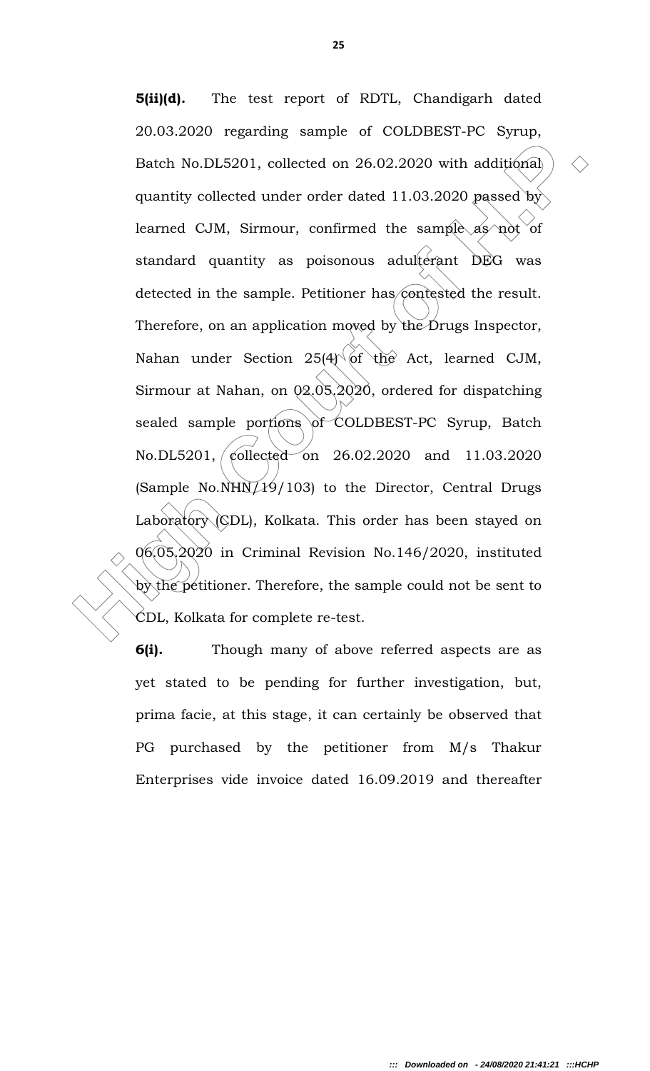**5(ii)(d).** The test report of RDTL, Chandigarh dated 20.03.2020 regarding sample of COLDBEST-PC Syrup, Batch No.DL5201, collected on 26.02.2020 with additional quantity collected under order dated 11.03.2020 passed by learned CJM, Sirmour, confirmed the sample as not of standard quantity as poisonous adulterant DEG was detected in the sample. Petitioner has contested the result. Therefore, on an application moved by the Drugs Inspector, Nahan under Section 25(4) of the Act, learned CJM, Sirmour at Nahan, on 02.05.2020, ordered for dispatching sealed sample portions of COLDBEST-PC Syrup, Batch No.DL5201, collected on 26.02.2020 and 11.03.2020 (Sample No.NHN/19/103) to the Director, Central Drugs Laboratory (CDL), Kolkata. This order has been stayed on 06.05.2020 in Criminal Revision No.146/2020, instituted by the petitioner. Therefore, the sample could not be sent to CDL, Kolkata for complete re-test.

**6(i).** Though many of above referred aspects are as yet stated to be pending for further investigation, but, prima facie, at this stage, it can certainly be observed that PG purchased by the petitioner from M/s Thakur Enterprises vide invoice dated 16.09.2019 and thereafter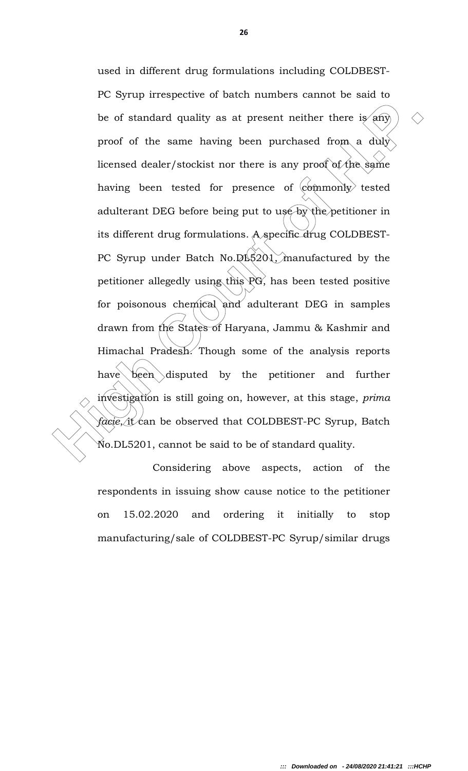used in different drug formulations including COLDBEST-PC Syrup irrespective of batch numbers cannot be said to be of standard quality as at present neither there is any proof of the same having been purchased from a duly licensed dealer/stockist nor there is any proof of the same having been tested for presence of commonly tested adulterant DEG before being put to use by the petitioner in its different drug formulations. A specific drug COLDBEST-PC Syrup under Batch No.DL5201, manufactured by the petitioner allegedly using this PG, has been tested positive for poisonous chemical and adulterant DEG in samples drawn from the States of Haryana, Jammu & Kashmir and Himachal Pradesh. Though some of the analysis reports have been disputed by the petitioner and further investigation is still going on, however, at this stage, *prima facie*, it can be observed that COLDBEST-PC Syrup, Batch No.DL5201, cannot be said to be of standard quality.

Considering above aspects, action of the respondents in issuing show cause notice to the petitioner on 15.02.2020 and ordering it initially to stop manufacturing/sale of COLDBEST-PC Syrup/similar drugs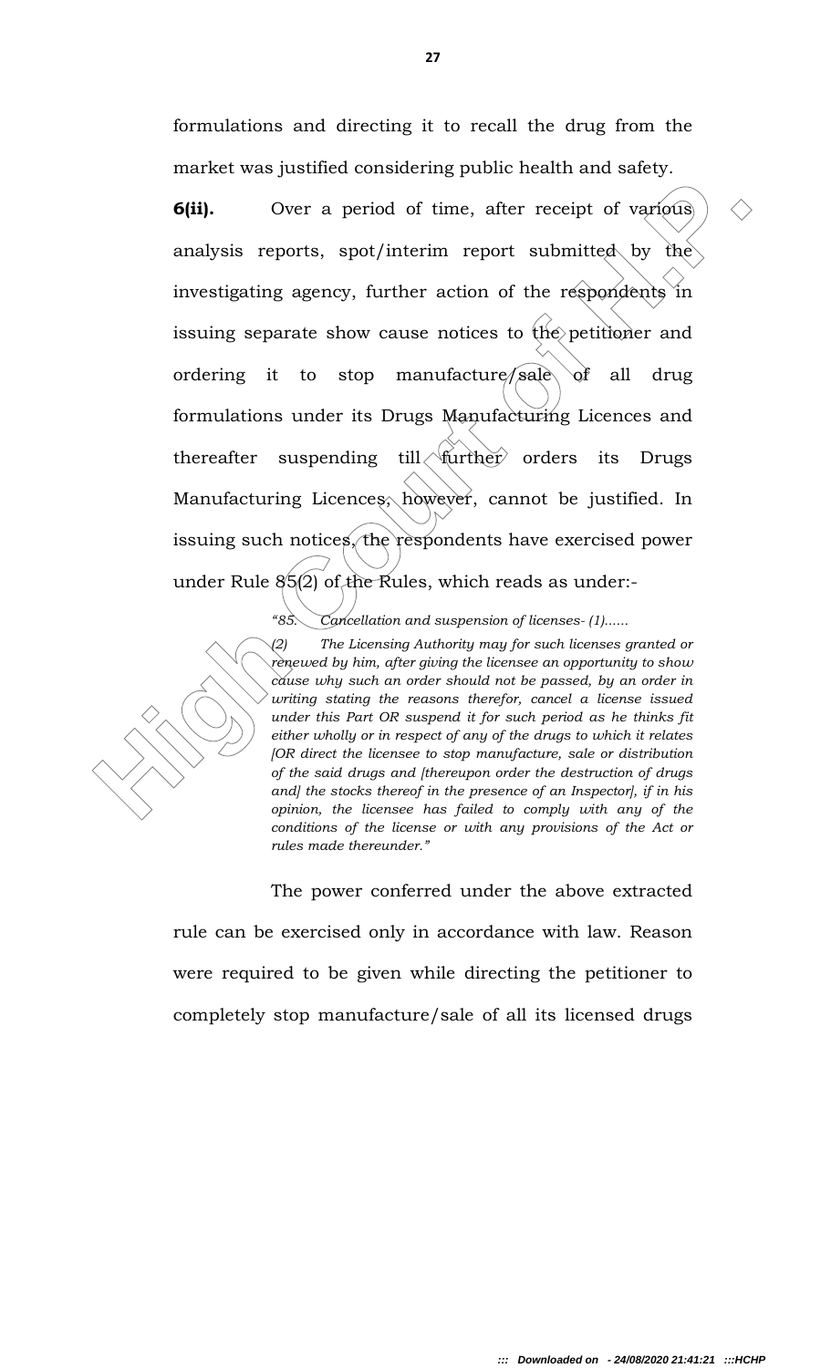formulations and directing it to recall the drug from the market was justified considering public health and safety.

**6(ii).** Over a period of time, after receipt of various analysis reports, spot/interim report submitted by the investigating agency, further action of the respondents in issuing separate show cause notices to the petitioner and ordering it to stop manufacture/sale of all drug formulations under its Drugs Manufacturing Licences and thereafter suspending till further orders its Drugs Manufacturing Licences, however, cannot be justified. In issuing such notices, the respondents have exercised power under Rule 85(2) of the Rules, which reads as under:-

> *"85. Cancellation and suspension of licenses- (1)......*
>
> *(2) The Licensing Authority may for such licenses granted or renewed by him, after giving the licensee an opportunity to show cause why such an order should not be passed, by an order in writing stating the reasons therefor, cancel a license issued under this Part OR suspend it for such period as he thinks fit either wholly or in respect of any of the drugs to which it relates [OR direct the licensee to stop manufacture, sale or distribution of the said drugs and [thereupon order the destruction of drugs and] the stocks thereof in the presence of an Inspector], if in his opinion, the licensee has failed to comply with any of the conditions of the license or with any provisions of the Act or rules made thereunder."*

The power conferred under the above extracted rule can be exercised only in accordance with law. Reason were required to be given while directing the petitioner to completely stop manufacture/sale of all its licensed drugs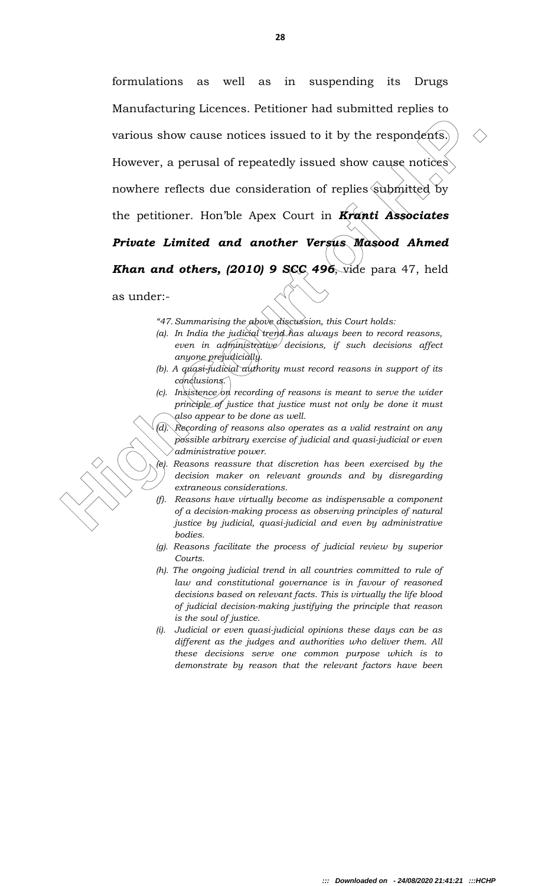formulations as well as in suspending its Drugs Manufacturing Licences. Petitioner had submitted replies to various show cause notices issued to it by the respondents. However, a perusal of repeatedly issued show cause notices nowhere reflects due consideration of replies submitted by the petitioner. Hon'ble Apex Court in ***Kranti Associates Private Limited and another Versus Masood Ahmed Khan and others, (2010) 9 SCC 496***, vide para 47, held as under:-

> *"47. Summarising the above discussion, this Court holds:*
>
> *(a). In India the judicial trend has always been to record reasons, even in administrative decisions, if such decisions affect anyone prejudicially.*
>
> *(b). A quasi-judicial authority must record reasons in support of its conclusions.*
>
> *(c). Insistence on recording of reasons is meant to serve the wider principle of justice that justice must not only be done it must also appear to be done as well.*
>
> *(d). Recording of reasons also operates as a valid restraint on any possible arbitrary exercise of judicial and quasi-judicial or even administrative power.*
>
> *(e). Reasons reassure that discretion has been exercised by the decision maker on relevant grounds and by disregarding extraneous considerations.*
>
> *(f). Reasons have virtually become as indispensable a component of a decision-making process as observing principles of natural justice by judicial, quasi-judicial and even by administrative bodies.*
>
> *(g). Reasons facilitate the process of judicial review by superior Courts.*
>
> *(h). The ongoing judicial trend in all countries committed to rule of law and constitutional governance is in favour of reasoned decisions based on relevant facts. This is virtually the life blood of judicial decision-making justifying the principle that reason is the soul of justice.*
>
> *(i). Judicial or even quasi-judicial opinions these days can be as different as the judges and authorities who deliver them. All these decisions serve one common purpose which is to demonstrate by reason that the relevant factors have been*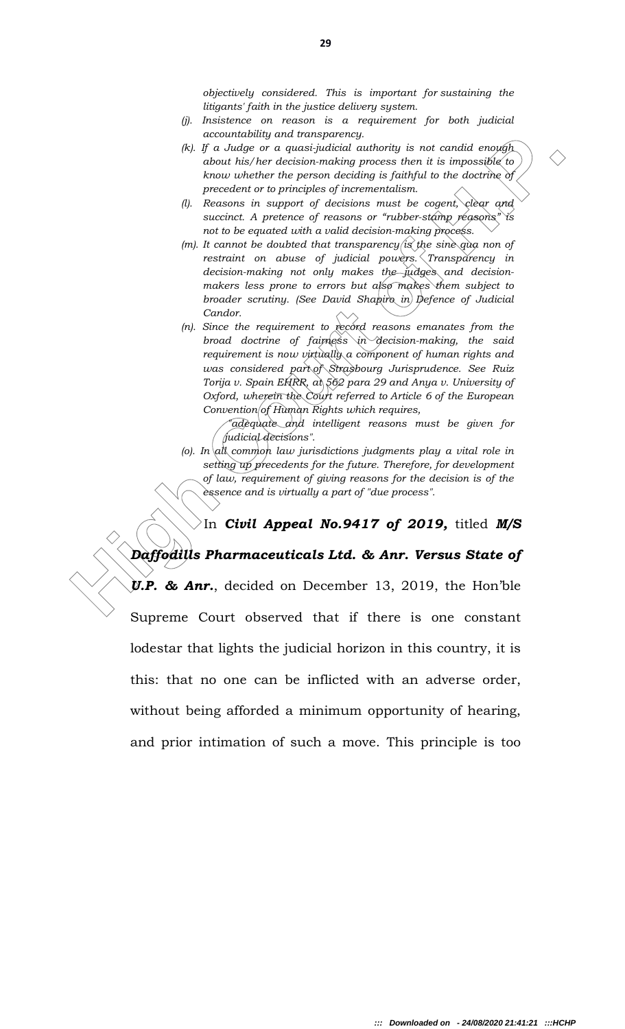*objectively considered. This is important for sustaining the litigants' faith in the justice delivery system.*

*(j). Insistence on reason is a requirement for both judicial accountability and transparency.*

*(k). If a Judge or a quasi-judicial authority is not candid enough about his/her decision-making process then it is impossible to know whether the person deciding is faithful to the doctrine of precedent or to principles of incrementalism.*

*(l). Reasons in support of decisions must be cogent, clear and succinct. A pretence of reasons or "rubber-stamp reasons" is not to be equated with a valid decision-making process.*

*(m). It cannot be doubted that transparency is the sine qua non of restraint on abuse of judicial powers. Transparency in decision-making not only makes the judges and decision-makers less prone to errors but also makes them subject to broader scrutiny. (See David Shapiro in Defence of Judicial Candor.*

*(n). Since the requirement to record reasons emanates from the broad doctrine of fairness in decision-making, the said requirement is now virtually a component of human rights and was considered part of Strasbourg Jurisprudence. See Ruiz Torija v. Spain EHRR, at 562 para 29 and Anya v. University of Oxford, wherein the Court referred to Article 6 of the European Convention of Human Rights which requires,*

> *"adequate and intelligent reasons must be given for judicial decisions".*

*(o). In all common law jurisdictions judgments play a vital role in setting up precedents for the future. Therefore, for development of law, requirement of giving reasons for the decision is of the essence and is virtually a part of "due process".*

In ***Civil Appeal No.9417 of 2019,*** titled ***M/S Daffodills Pharmaceuticals Ltd. & Anr. Versus State of U.P. & Anr.***, decided on December 13, 2019, the Hon'ble Supreme Court observed that if there is one constant lodestar that lights the judicial horizon in this country, it is this: that no one can be inflicted with an adverse order, without being afforded a minimum opportunity of hearing, and prior intimation of such a move. This principle is too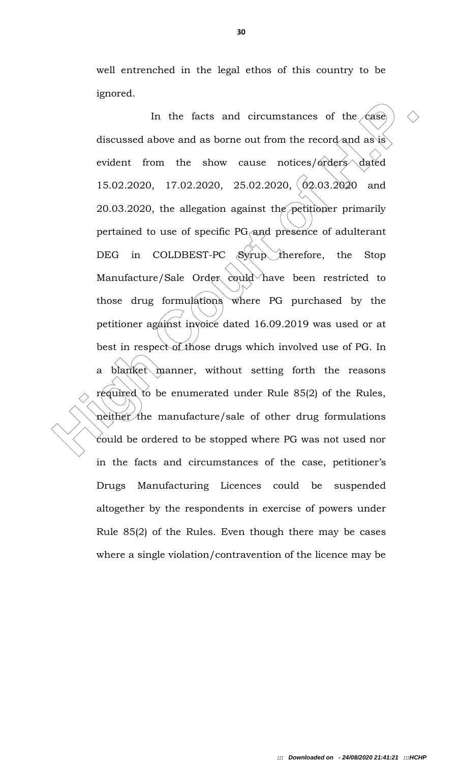well entrenched in the legal ethos of this country to be ignored.

In the facts and circumstances of the case discussed above and as borne out from the record and as is evident from the show cause notices/orders dated 15.02.2020, 17.02.2020, 25.02.2020, 02.03.2020 and 20.03.2020, the allegation against the petitioner primarily pertained to use of specific PG and presence of adulterant DEG in COLDBEST-PC Syrup therefore, the Stop Manufacture/Sale Order could have been restricted to those drug formulations where PG purchased by the petitioner against invoice dated 16.09.2019 was used or at best in respect of those drugs which involved use of PG. In a blanket manner, without setting forth the reasons required to be enumerated under Rule 85(2) of the Rules, neither the manufacture/sale of other drug formulations could be ordered to be stopped where PG was not used nor in the facts and circumstances of the case, petitioner's Drugs Manufacturing Licences could be suspended altogether by the respondents in exercise of powers under Rule 85(2) of the Rules. Even though there may be cases where a single violation/contravention of the licence may be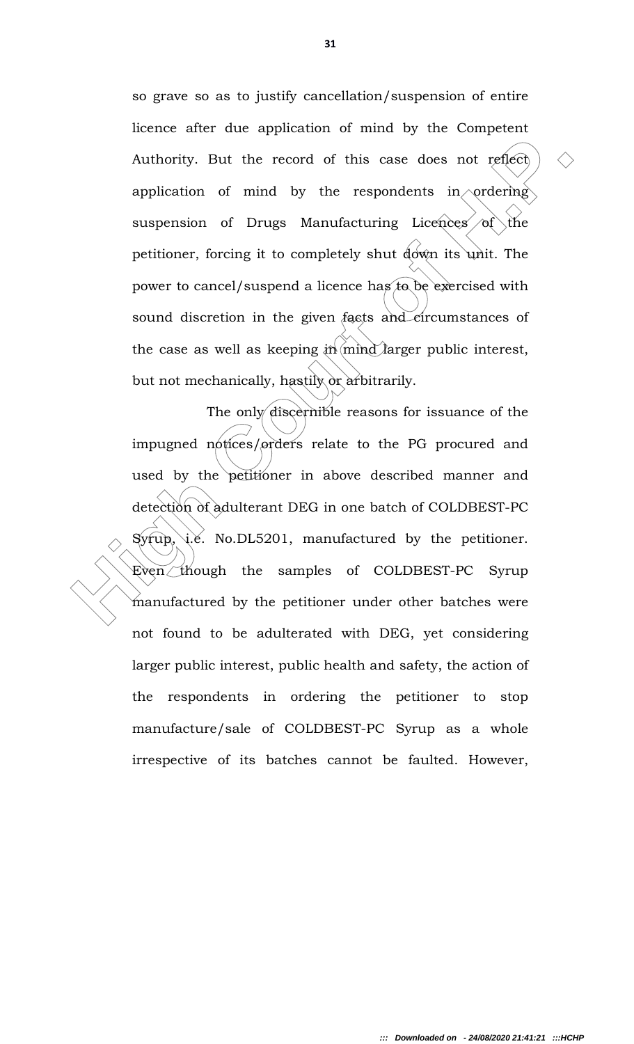so grave so as to justify cancellation/suspension of entire licence after due application of mind by the Competent Authority. But the record of this case does not reflect application of mind by the respondents in ordering suspension of Drugs Manufacturing Licences of the petitioner, forcing it to completely shut down its unit. The power to cancel/suspend a licence has to be exercised with sound discretion in the given facts and circumstances of the case as well as keeping in mind larger public interest, but not mechanically, hastily or arbitrarily.

The only discernible reasons for issuance of the impugned notices/orders relate to the PG procured and used by the petitioner in above described manner and detection of adulterant DEG in one batch of COLDBEST-PC Syrup, i.e. No.DL5201, manufactured by the petitioner. Even though the samples of COLDBEST-PC Syrup manufactured by the petitioner under other batches were not found to be adulterated with DEG, yet considering larger public interest, public health and safety, the action of the respondents in ordering the petitioner to stop manufacture/sale of COLDBEST-PC Syrup as a whole irrespective of its batches cannot be faulted. However,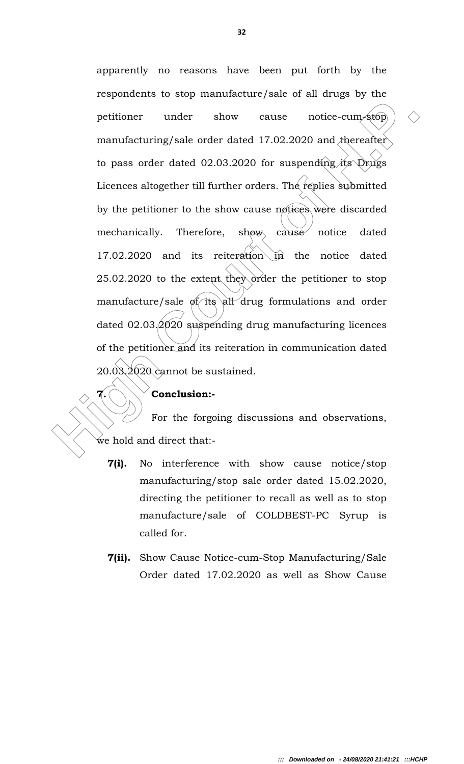apparently no reasons have been put forth by the respondents to stop manufacture/sale of all drugs by the petitioner under show cause notice-cum-stop manufacturing/sale order dated 17.02.2020 and thereafter to pass order dated 02.03.2020 for suspending its Drugs Licences altogether till further orders. The replies submitted by the petitioner to the show cause notices were discarded mechanically. Therefore, show cause notice dated 17.02.2020 and its reiteration in the notice dated 25.02.2020 to the extent they order the petitioner to stop manufacture/sale of its all drug formulations and order dated 02.03.2020 suspending drug manufacturing licences of the petitioner and its reiteration in communication dated 20.03.2020 cannot be sustained.

**7. Conclusion:-**

For the forgoing discussions and observations, we hold and direct that:-

**7(i).** No interference with show cause notice/stop manufacturing/stop sale order dated 15.02.2020, directing the petitioner to recall as well as to stop manufacture/sale of COLDBEST-PC Syrup is called for.

**7(ii).** Show Cause Notice-cum-Stop Manufacturing/Sale Order dated 17.02.2020 as well as Show Cause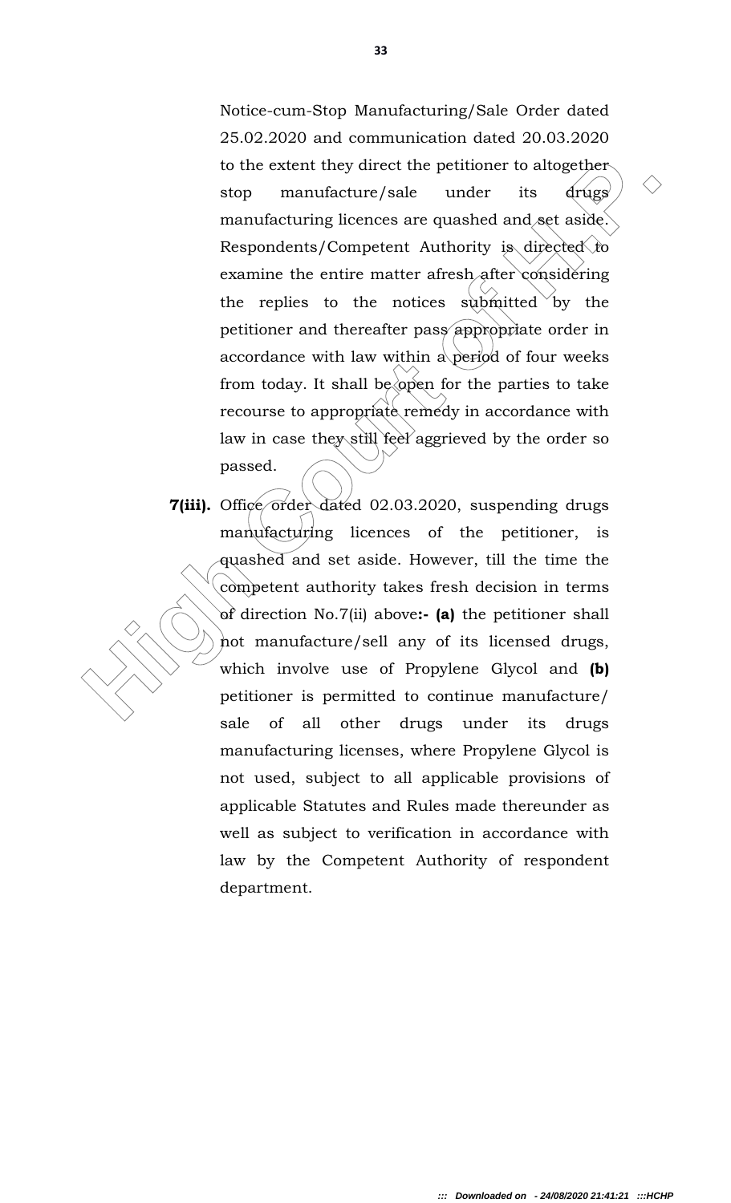Notice-cum-Stop Manufacturing/Sale Order dated 25.02.2020 and communication dated 20.03.2020 to the extent they direct the petitioner to altogether stop manufacture/sale under its drugs manufacturing licences are quashed and set aside. Respondents/Competent Authority is directed to examine the entire matter afresh after considering the replies to the notices submitted by the petitioner and thereafter pass appropriate order in accordance with law within a period of four weeks from today. It shall be open for the parties to take recourse to appropriate remedy in accordance with law in case they still feel aggrieved by the order so passed.

**7(iii).** Office order dated 02.03.2020, suspending drugs manufacturing licences of the petitioner, is quashed and set aside. However, till the time the competent authority takes fresh decision in terms of direction No.7(ii) above**:- (a)** the petitioner shall not manufacture/sell any of its licensed drugs, which involve use of Propylene Glycol and **(b)** petitioner is permitted to continue manufacture/ sale of all other drugs under its drugs manufacturing licenses, where Propylene Glycol is not used, subject to all applicable provisions of applicable Statutes and Rules made thereunder as well as subject to verification in accordance with law by the Competent Authority of respondent department.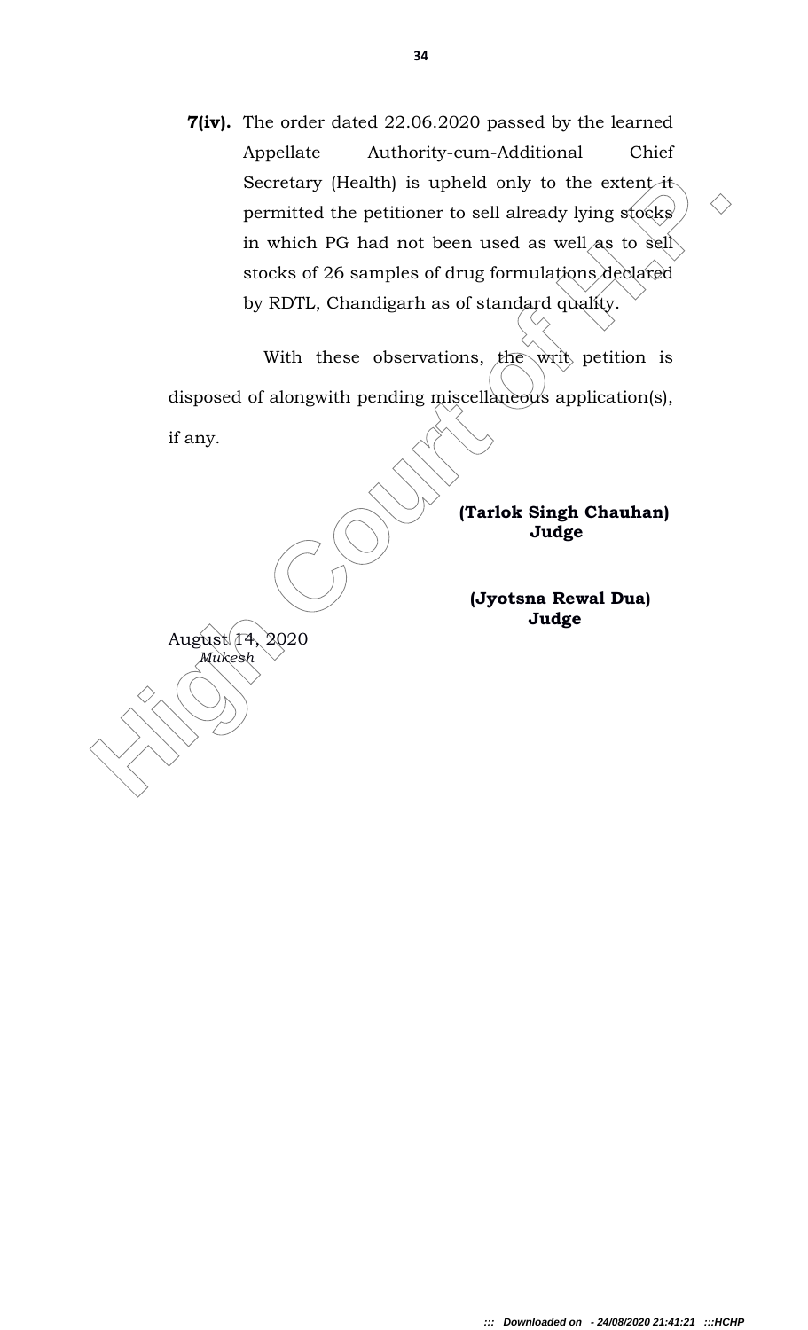**7(iv).** The order dated 22.06.2020 passed by the learned Appellate Authority-cum-Additional Chief Secretary (Health) is upheld only to the extent it permitted the petitioner to sell already lying stocks in which PG had not been used as well as to sell stocks of 26 samples of drug formulations declared by RDTL, Chandigarh as of standard quality.

With these observations, the writ petition is disposed of alongwith pending miscellaneous application(s), if any.

**(Tarlok Singh Chauhan)**
**Judge**

**(Jyotsna Rewal Dua)**
**Judge**

August 14, 2020
*Mukesh*